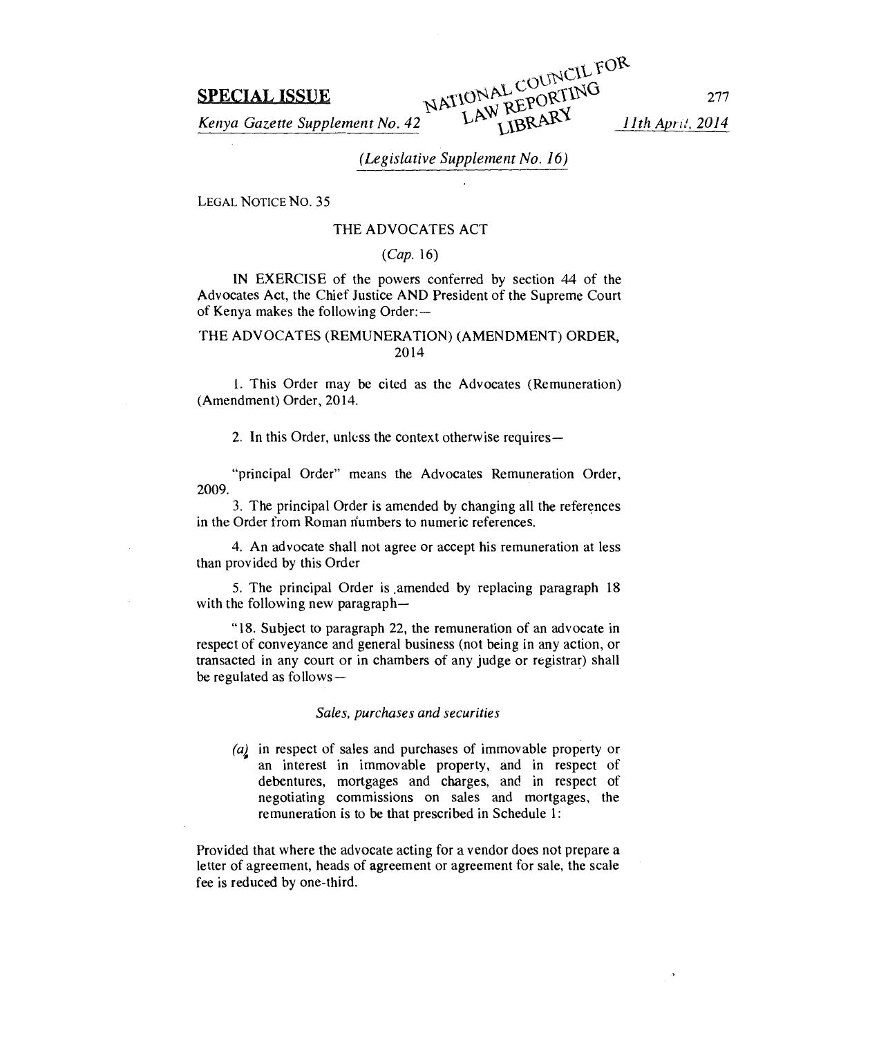**SPECIAL ISSUE**

*Kenya Gazette Supplement No. 42* — *11th April, 2014*

*(Legislative Supplement No. 16)*

LEGAL NOTICE NO. 35

THE ADVOCATES ACT

*(Cap. 16)*

IN EXERCISE of the powers conferred by section 44 of the Advocates Act, the Chief Justice AND President of the Supreme Court of Kenya makes the following Order:—

THE ADVOCATES (REMUNERATION) (AMENDMENT) ORDER, 2014

1. This Order may be cited as the Advocates (Remuneration) (Amendment) Order, 2014.

2. In this Order, unless the context otherwise requires—

"principal Order" means the Advocates Remuneration Order, 2009.

3. The principal Order is amended by changing all the references in the Order from Roman numbers to numeric references.

4. An advocate shall not agree or accept his remuneration at less than provided by this Order

5. The principal Order is amended by replacing paragraph 18 with the following new paragraph—

"18. Subject to paragraph 22, the remuneration of an advocate in respect of conveyance and general business (not being in any action, or transacted in any court or in chambers of any judge or registrar) shall be regulated as follows—

*Sales, purchases and securities*

*(a)* in respect of sales and purchases of immovable property or an interest in immovable property, and in respect of debentures, mortgages and charges, and in respect of negotiating commissions on sales and mortgages, the remuneration is to be that prescribed in Schedule 1:

Provided that where the advocate acting for a vendor does not prepare a letter of agreement, heads of agreement or agreement for sale, the scale fee is reduced by one-third.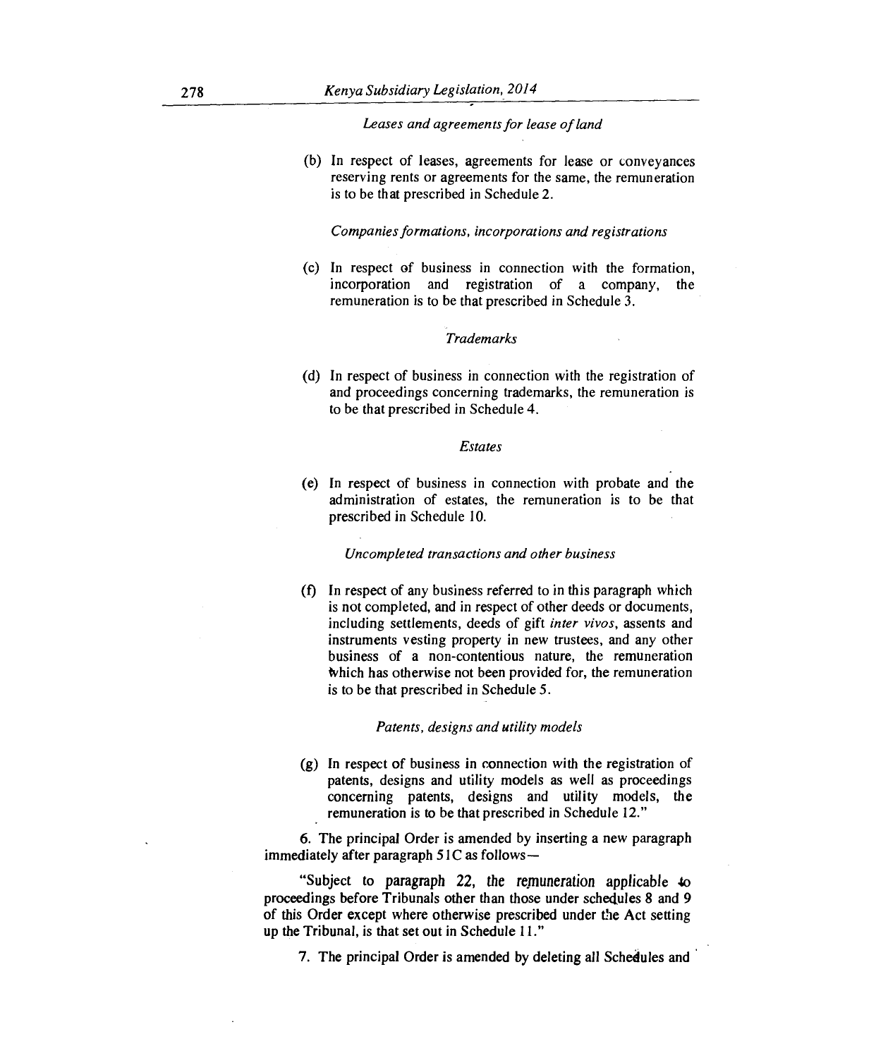*Leases and agreements for lease of land*

(b) In respect of leases, agreements for lease or conveyances reserving rents or agreements for the same, the remuneration is to be that prescribed in Schedule 2.

*Companies formations, incorporations and registrations*

(c) In respect of business in connection with the formation, incorporation and registration of a company, the remuneration is to be that prescribed in Schedule 3.

*Trademarks*

(d) In respect of business in connection with the registration of and proceedings concerning trademarks, the remuneration is to be that prescribed in Schedule 4.

*Estates*

(e) In respect of business in connection with probate and the administration of estates, the remuneration is to be that prescribed in Schedule 10.

*Uncompleted transactions and other business*

(f) In respect of any business referred to in this paragraph which is not completed, and in respect of other deeds or documents, including settlements, deeds of gift *inter vivos*, assents and instruments vesting property in new trustees, and any other business of a non-contentious nature, the remuneration which has otherwise not been provided for, the remuneration is to be that prescribed in Schedule 5.

*Patents, designs and utility models*

(g) In respect of business in connection with the registration of patents, designs and utility models as well as proceedings concerning patents, designs and utility models, the remuneration is to be that prescribed in Schedule 12."

6. The principal Order is amended by inserting a new paragraph immediately after paragraph 51C as follows—

"Subject to paragraph 22, the remuneration applicable to proceedings before Tribunals other than those under schedules 8 and 9 of this Order except where otherwise prescribed under the Act setting up the Tribunal, is that set out in Schedule 11."

7. The principal Order is amended by deleting all Schedules and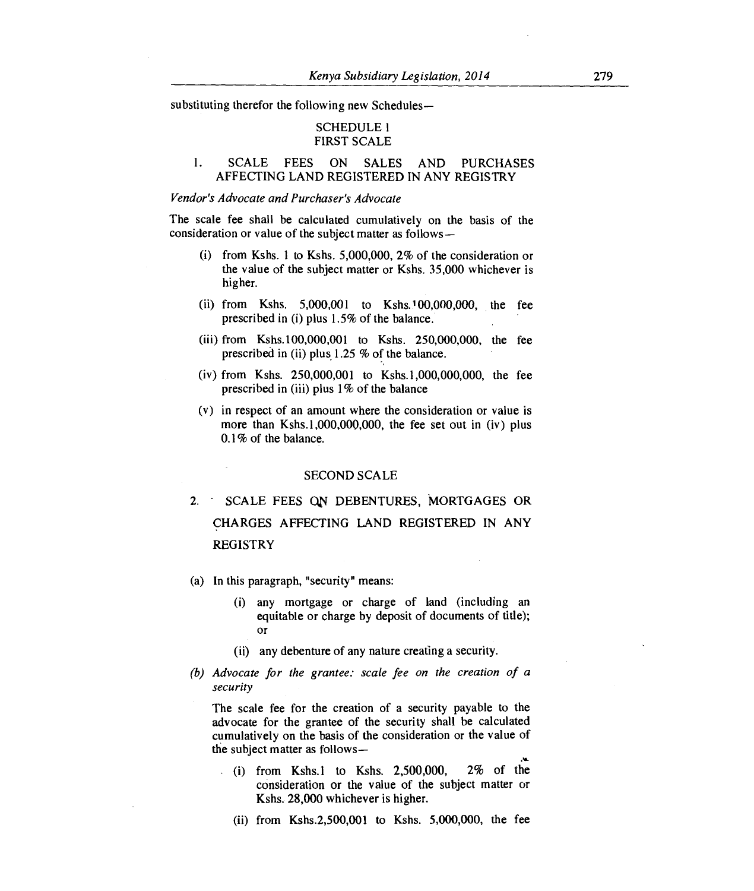substituting therefor the following new Schedules—

## SCHEDULE 1
## FIRST SCALE

### 1. SCALE FEES ON SALES AND PURCHASES AFFECTING LAND REGISTERED IN ANY REGISTRY

*Vendor's Advocate and Purchaser's Advocate*

The scale fee shall be calculated cumulatively on the basis of the consideration or value of the subject matter as follows—

(i) from Kshs. 1 to Kshs. 5,000,000, 2% of the consideration or the value of the subject matter or Kshs. 35,000 whichever is higher.

(ii) from Kshs. 5,000,001 to Kshs. 100,000,000, the fee prescribed in (i) plus 1.5% of the balance.

(iii) from Kshs. 100,000,001 to Kshs. 250,000,000, the fee prescribed in (ii) plus 1.25 % of the balance.

(iv) from Kshs. 250,000,001 to Kshs. 1,000,000,000, the fee prescribed in (iii) plus 1% of the balance

(v) in respect of an amount where the consideration or value is more than Kshs. 1,000,000,000, the fee set out in (iv) plus 0.1% of the balance.

## SECOND SCALE

### 2. SCALE FEES ON DEBENTURES, MORTGAGES OR CHARGES AFFECTING LAND REGISTERED IN ANY REGISTRY

(a) In this paragraph, "security" means:

(i) any mortgage or charge of land (including an equitable or charge by deposit of documents of title); or

(ii) any debenture of any nature creating a security.

(b) *Advocate for the grantee: scale fee on the creation of a security*

The scale fee for the creation of a security payable to the advocate for the grantee of the security shall be calculated cumulatively on the basis of the consideration or the value of the subject matter as follows—

(i) from Kshs. 1 to Kshs. 2,500,000, 2% of the consideration or the value of the subject matter or Kshs. 28,000 whichever is higher.

(ii) from Kshs. 2,500,001 to Kshs. 5,000,000, the fee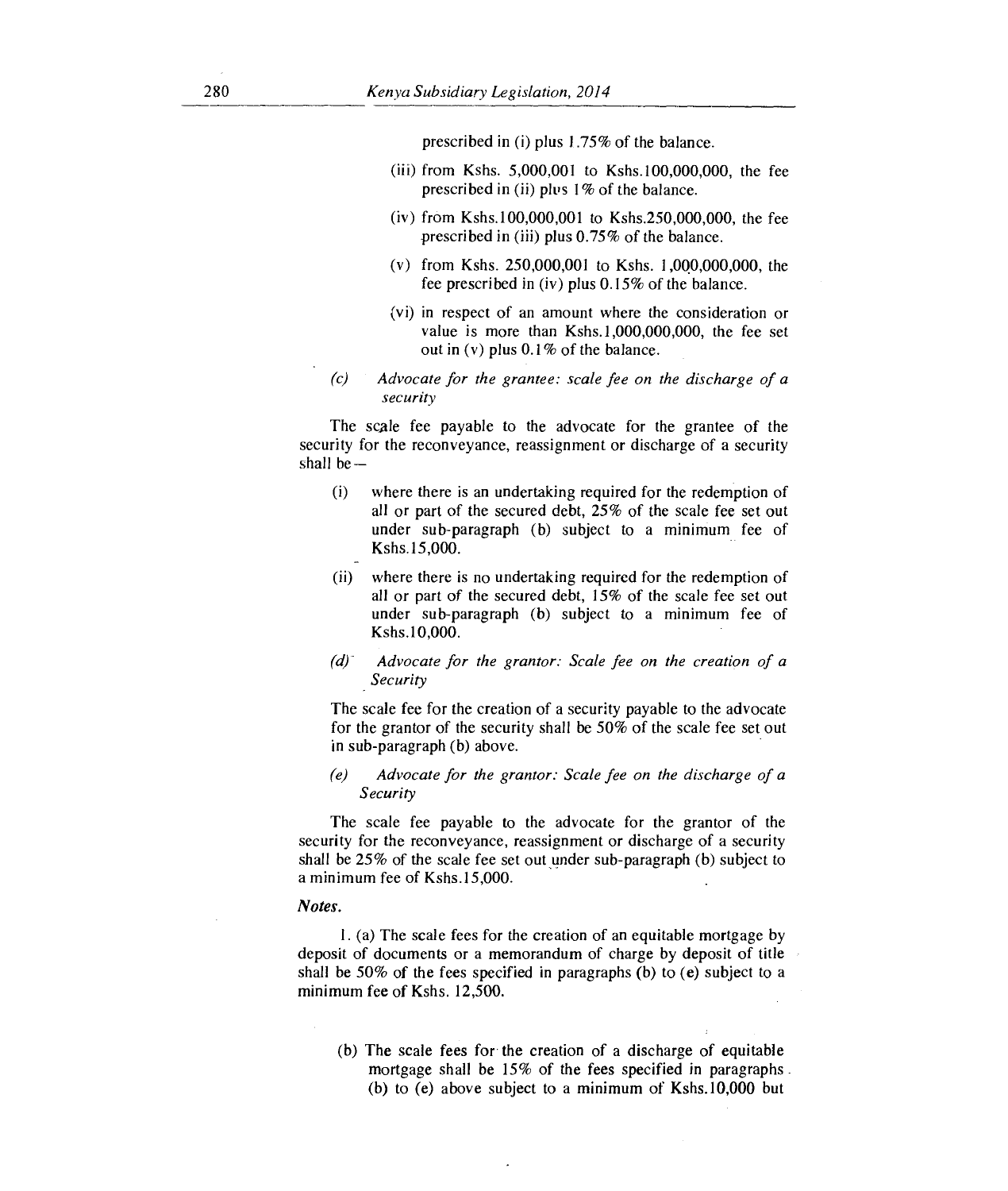prescribed in (i) plus 1.75% of the balance.

(iii) from Kshs. 5,000,001 to Kshs.100,000,000, the fee prescribed in (ii) plus 1% of the balance.

(iv) from Kshs.100,000,001 to Kshs.250,000,000, the fee prescribed in (iii) plus 0.75% of the balance.

(v) from Kshs. 250,000,001 to Kshs. 1,000,000,000, the fee prescribed in (iv) plus 0.15% of the balance.

(vi) in respect of an amount where the consideration or value is more than Kshs.1,000,000,000, the fee set out in (v) plus 0.1% of the balance.

*(c) Advocate for the grantee: scale fee on the discharge of a security*

The scale fee payable to the advocate for the grantee of the security for the reconveyance, reassignment or discharge of a security shall be—

(i) where there is an undertaking required for the redemption of all or part of the secured debt, 25% of the scale fee set out under sub-paragraph (b) subject to a minimum fee of Kshs.15,000.

(ii) where there is no undertaking required for the redemption of all or part of the secured debt, 15% of the scale fee set out under sub-paragraph (b) subject to a minimum fee of Kshs.10,000.

*(d) Advocate for the grantor: Scale fee on the creation of a Security*

The scale fee for the creation of a security payable to the advocate for the grantor of the security shall be 50% of the scale fee set out in sub-paragraph (b) above.

*(e) Advocate for the grantor: Scale fee on the discharge of a Security*

The scale fee payable to the advocate for the grantor of the security for the reconveyance, reassignment or discharge of a security shall be 25% of the scale fee set out under sub-paragraph (b) subject to a minimum fee of Kshs.15,000.

***Notes.***

1. (a) The scale fees for the creation of an equitable mortgage by deposit of documents or a memorandum of charge by deposit of title shall be 50% of the fees specified in paragraphs (b) to (e) subject to a minimum fee of Kshs. 12,500.

(b) The scale fees for the creation of a discharge of equitable mortgage shall be 15% of the fees specified in paragraphs (b) to (e) above subject to a minimum of Kshs.10,000 but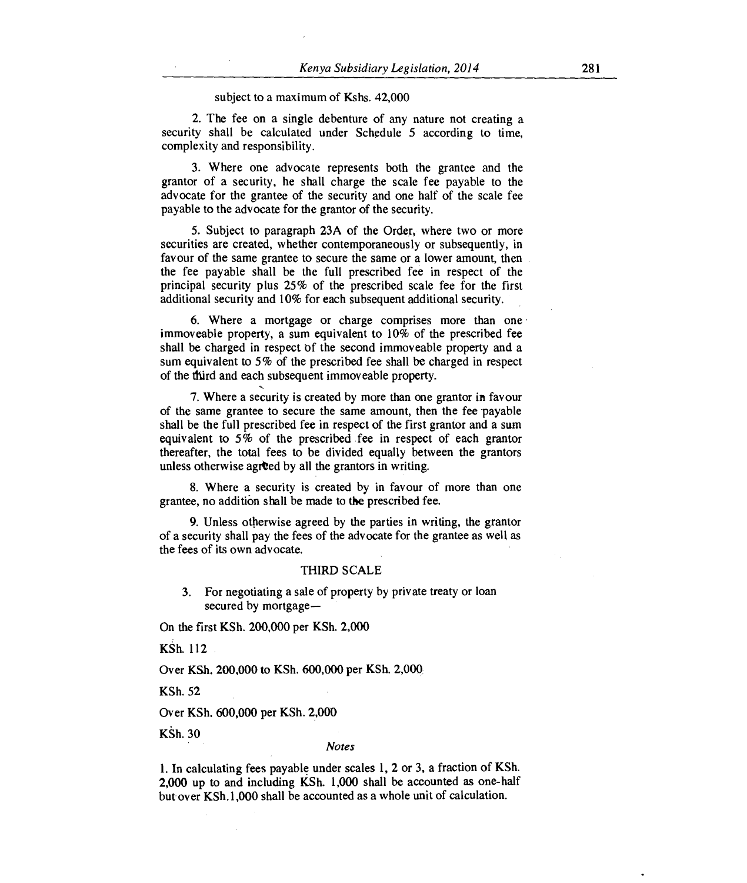subject to a maximum of Kshs. 42,000

2. The fee on a single debenture of any nature not creating a security shall be calculated under Schedule 5 according to time, complexity and responsibility.

3. Where one advocate represents both the grantee and the grantor of a security, he shall charge the scale fee payable to the advocate for the grantee of the security and one half of the scale fee payable to the advocate for the grantor of the security.

5. Subject to paragraph 23A of the Order, where two or more securities are created, whether contemporaneously or subsequently, in favour of the same grantee to secure the same or a lower amount, then the fee payable shall be the full prescribed fee in respect of the principal security plus 25% of the prescribed scale fee for the first additional security and 10% for each subsequent additional security.

6. Where a mortgage or charge comprises more than one immoveable property, a sum equivalent to 10% of the prescribed fee shall be charged in respect of the second immoveable property and a sum equivalent to 5% of the prescribed fee shall be charged in respect of the third and each subsequent immoveable property.

7. Where a security is created by more than one grantor in favour of the same grantee to secure the same amount, then the fee payable shall be the full prescribed fee in respect of the first grantor and a sum equivalent to 5% of the prescribed fee in respect of each grantor thereafter, the total fees to be divided equally between the grantors unless otherwise agreed by all the grantors in writing.

8. Where a security is created by in favour of more than one grantee, no addition shall be made to the prescribed fee.

9. Unless otherwise agreed by the parties in writing, the grantor of a security shall pay the fees of the advocate for the grantee as well as the fees of its own advocate.

THIRD SCALE

3. For negotiating a sale of property by private treaty or loan secured by mortgage—

On the first KSh. 200,000 per KSh. 2,000

KSh. 112

Over KSh. 200,000 to KSh. 600,000 per KSh. 2,000

KSh. 52

Over KSh. 600,000 per KSh. 2,000

KSh. 30

*Notes*

1. In calculating fees payable under scales 1, 2 or 3, a fraction of KSh. 2,000 up to and including KSh. 1,000 shall be accounted as one-half but over KSh.1,000 shall be accounted as a whole unit of calculation.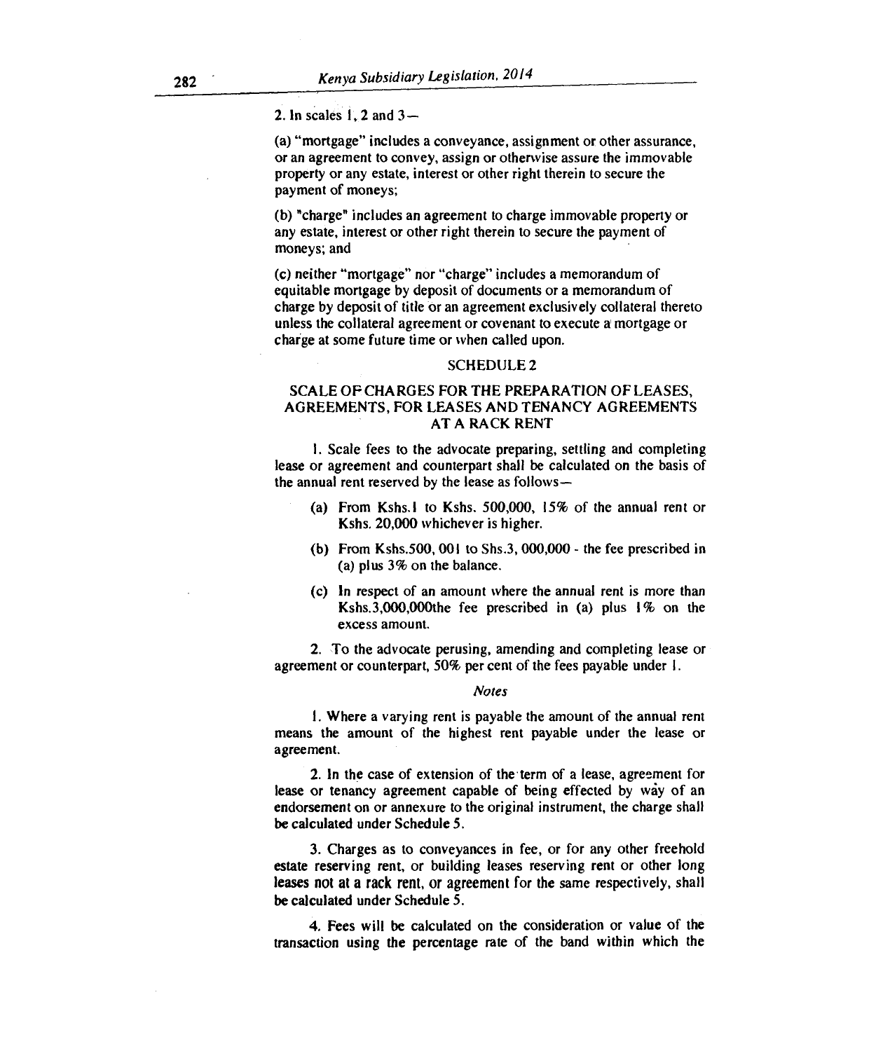2. In scales 1, 2 and 3—

(a) "mortgage" includes a conveyance, assignment or other assurance, or an agreement to convey, assign or otherwise assure the immovable property or any estate, interest or other right therein to secure the payment of moneys;

(b) "charge" includes an agreement to charge immovable property or any estate, interest or other right therein to secure the payment of moneys; and

(c) neither "mortgage" nor "charge" includes a memorandum of equitable mortgage by deposit of documents or a memorandum of charge by deposit of title or an agreement exclusively collateral thereto unless the collateral agreement or covenant to execute a mortgage or charge at some future time or when called upon.

## SCHEDULE 2

## SCALE OF CHARGES FOR THE PREPARATION OF LEASES, AGREEMENTS, FOR LEASES AND TENANCY AGREEMENTS AT A RACK RENT

1. Scale fees to the advocate preparing, settling and completing lease or agreement and counterpart shall be calculated on the basis of the annual rent reserved by the lease as follows—

   (a) From Kshs.1 to Kshs. 500,000, 15% of the annual rent or Kshs. 20,000 whichever is higher.

   (b) From Kshs.500, 001 to Shs.3, 000,000 - the fee prescribed in (a) plus 3% on the balance.

   (c) In respect of an amount where the annual rent is more than Kshs.3,000,000the fee prescribed in (a) plus 1% on the excess amount.

2. To the advocate perusing, amending and completing lease or agreement or counterpart, 50% per cent of the fees payable under 1.

*Notes*

1. Where a varying rent is payable the amount of the annual rent means the amount of the highest rent payable under the lease or agreement.

2. In the case of extension of the term of a lease, agreement for lease or tenancy agreement capable of being effected by way of an endorsement on or annexure to the original instrument, the charge shall be calculated under Schedule 5.

3. Charges as to conveyances in fee, or for any other freehold estate reserving rent, or building leases reserving rent or other long leases not at a rack rent, or agreement for the same respectively, shall be calculated under Schedule 5.

4. Fees will be calculated on the consideration or value of the transaction using the percentage rate of the band within which the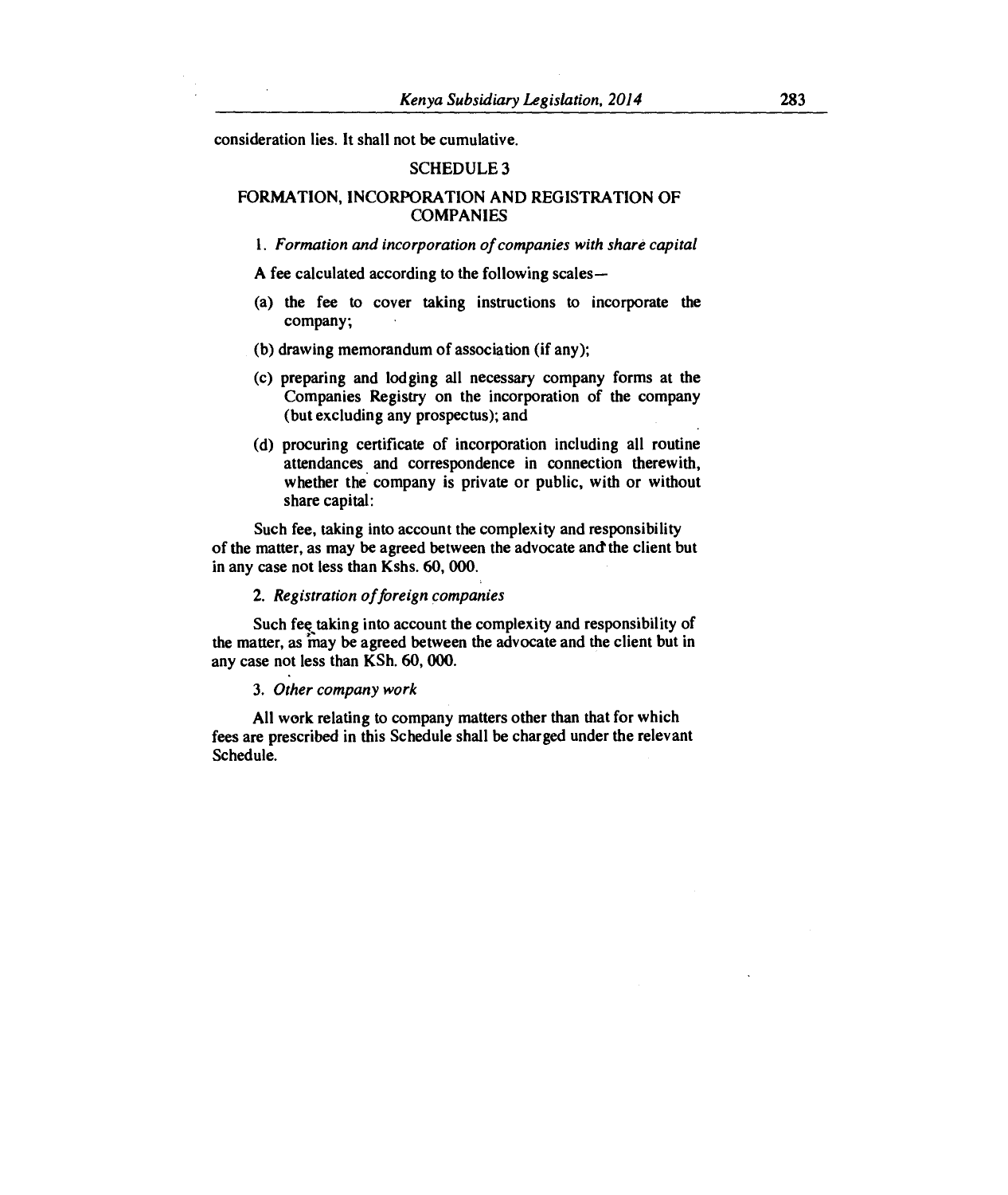consideration lies. It shall not be cumulative.

## SCHEDULE 3

## FORMATION, INCORPORATION AND REGISTRATION OF COMPANIES

1. *Formation and incorporation of companies with share capital*

A fee calculated according to the following scales—

(a) the fee to cover taking instructions to incorporate the company;

(b) drawing memorandum of association (if any);

(c) preparing and lodging all necessary company forms at the Companies Registry on the incorporation of the company (but excluding any prospectus); and

(d) procuring certificate of incorporation including all routine attendances and correspondence in connection therewith, whether the company is private or public, with or without share capital:

Such fee, taking into account the complexity and responsibility of the matter, as may be agreed between the advocate and the client but in any case not less than Kshs. 60, 000.

2. *Registration of foreign companies*

Such fee taking into account the complexity and responsibility of the matter, as may be agreed between the advocate and the client but in any case not less than KSh. 60, 000.

3. *Other company work*

All work relating to company matters other than that for which fees are prescribed in this Schedule shall be charged under the relevant Schedule.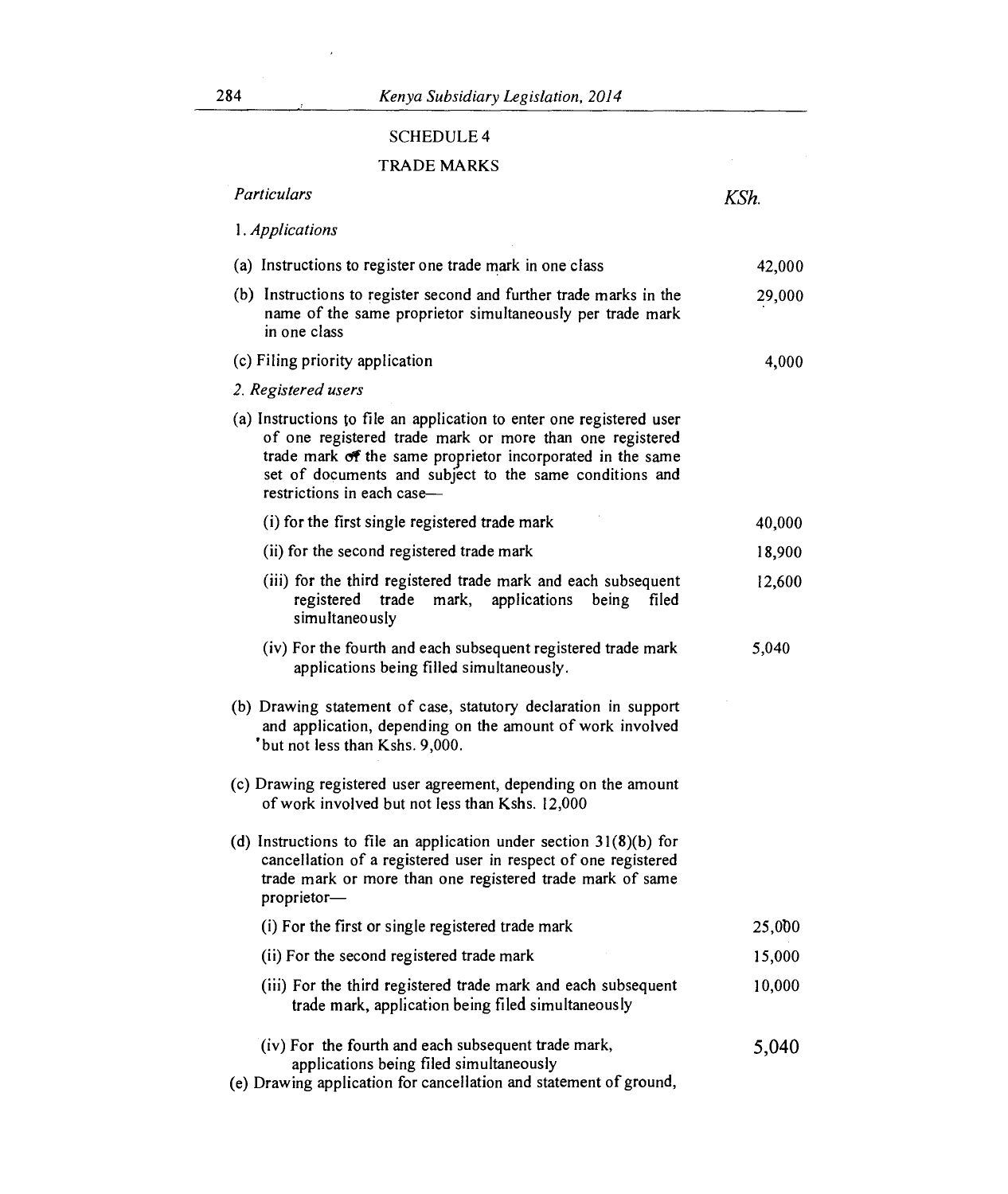## SCHEDULE 4

## TRADE MARKS

| *Particulars* | *KSh.* |
|---|---|
| 1. *Applications* | |
| (a) Instructions to register one trade mark in one class | 42,000 |
| (b) Instructions to register second and further trade marks in the name of the same proprietor simultaneously per trade mark in one class | 29,000 |
| (c) Filing priority application | 4,000 |
| 2. *Registered users* | |
| (a) Instructions to file an application to enter one registered user of one registered trade mark or more than one registered trade mark of the same proprietor incorporated in the same set of documents and subject to the same conditions and restrictions in each case— | |
| (i) for the first single registered trade mark | 40,000 |
| (ii) for the second registered trade mark | 18,900 |
| (iii) for the third registered trade mark and each subsequent registered trade mark, applications being filed simultaneously | 12,600 |
| (iv) For the fourth and each subsequent registered trade mark applications being filled simultaneously. | 5,040 |
| (b) Drawing statement of case, statutory declaration in support and application, depending on the amount of work involved but not less than Kshs. 9,000. | |
| (c) Drawing registered user agreement, depending on the amount of work involved but not less than Kshs. 12,000 | |
| (d) Instructions to file an application under section 31(8)(b) for cancellation of a registered user in respect of one registered trade mark or more than one registered trade mark of same proprietor— | |
| (i) For the first or single registered trade mark | 25,000 |
| (ii) For the second registered trade mark | 15,000 |
| (iii) For the third registered trade mark and each subsequent trade mark, application being filed simultaneously | 10,000 |
| (iv) For the fourth and each subsequent trade mark, applications being filed simultaneously | 5,040 |
| (e) Drawing application for cancellation and statement of ground, | |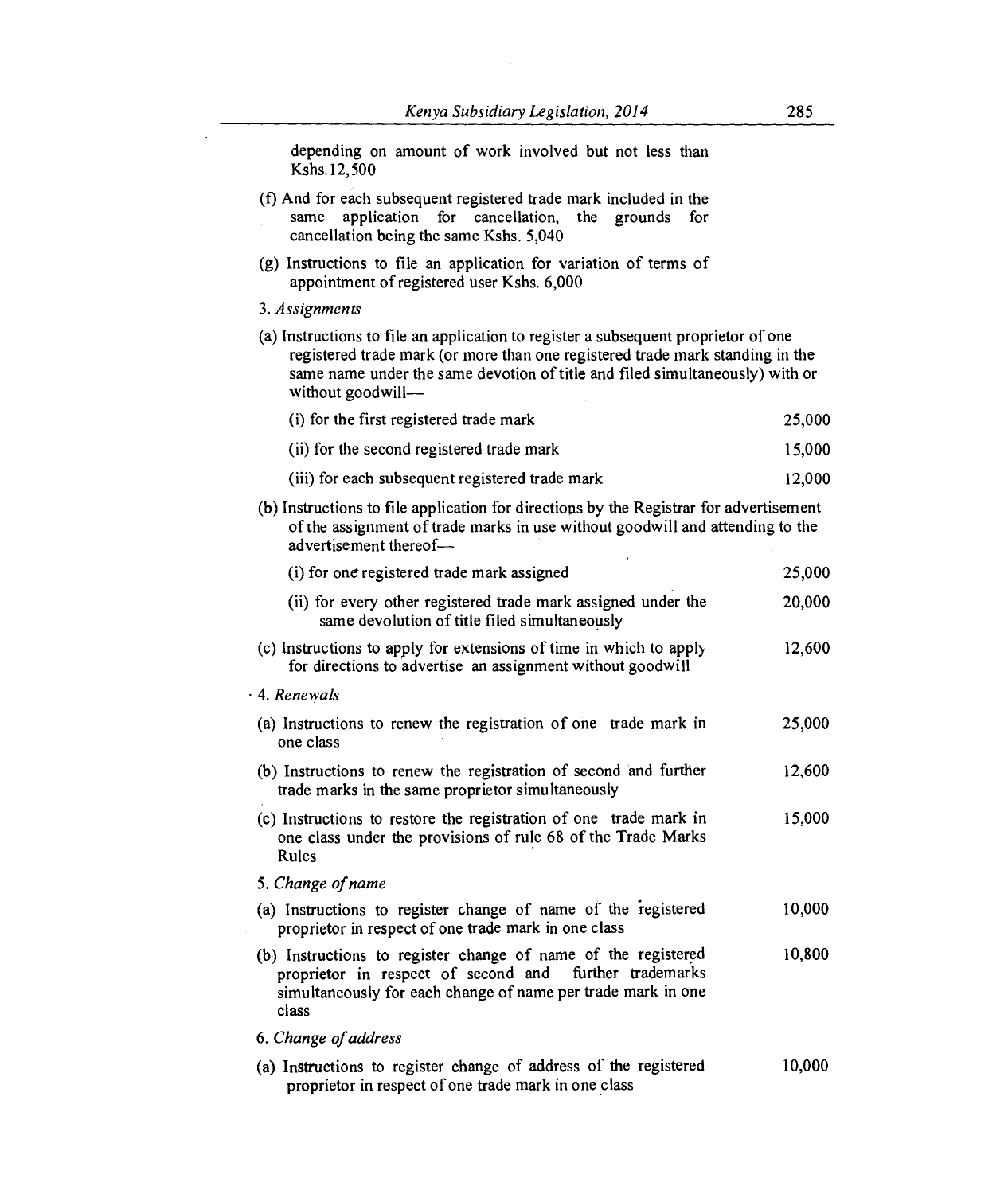depending on amount of work involved but not less than Kshs.12,500

(f) And for each subsequent registered trade mark included in the same application for cancellation, the grounds for cancellation being the same Kshs. 5,040

(g) Instructions to file an application for variation of terms of appointment of registered user Kshs. 6,000

3. *Assignments*

(a) Instructions to file an application to register a subsequent proprietor of one registered trade mark (or more than one registered trade mark standing in the same name under the same devotion of title and filed simultaneously) with or without goodwill—

| | |
|---|---|
| (i) for the first registered trade mark | 25,000 |
| (ii) for the second registered trade mark | 15,000 |
| (iii) for each subsequent registered trade mark | 12,000 |

(b) Instructions to file application for directions by the Registrar for advertisement of the assignment of trade marks in use without goodwill and attending to the advertisement thereof—

| | |
|---|---|
| (i) for one registered trade mark assigned | 25,000 |
| (ii) for every other registered trade mark assigned under the same devolution of title filed simultaneously | 20,000 |
| (c) Instructions to apply for extensions of time in which to apply for directions to advertise an assignment without goodwill | 12,600 |

4. *Renewals*

| | |
|---|---|
| (a) Instructions to renew the registration of one trade mark in one class | 25,000 |
| (b) Instructions to renew the registration of second and further trade marks in the same proprietor simultaneously | 12,600 |
| (c) Instructions to restore the registration of one trade mark in one class under the provisions of rule 68 of the Trade Marks Rules | 15,000 |

5. *Change of name*

| | |
|---|---|
| (a) Instructions to register change of name of the registered proprietor in respect of one trade mark in one class | 10,000 |
| (b) Instructions to register change of name of the registered proprietor in respect of second and further trademarks simultaneously for each change of name per trade mark in one class | 10,800 |

6. *Change of address*

| | |
|---|---|
| (a) Instructions to register change of address of the registered proprietor in respect of one trade mark in one class | 10,000 |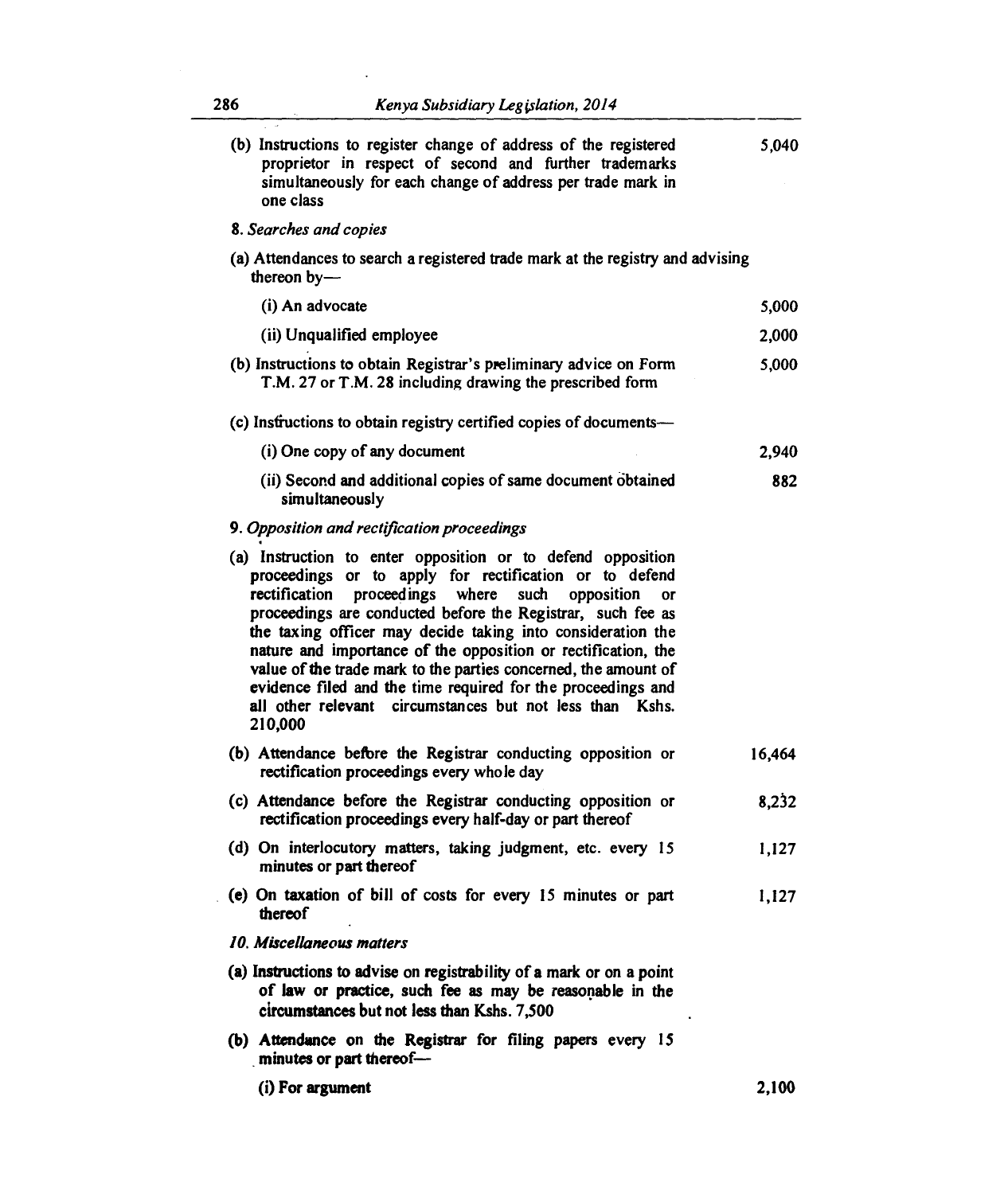| | |
|---|---|
| (b) Instructions to register change of address of the registered proprietor in respect of second and further trademarks simultaneously for each change of address per trade mark in one class | 5,040 |
| *8. Searches and copies* | |
| (a) Attendances to search a registered trade mark at the registry and advising thereon by— | |
| (i) An advocate | 5,000 |
| (ii) Unqualified employee | 2,000 |
| (b) Instructions to obtain Registrar's preliminary advice on Form T.M. 27 or T.M. 28 including drawing the prescribed form | 5,000 |
| (c) Instructions to obtain registry certified copies of documents— | |
| (i) One copy of any document | 2,940 |
| (ii) Second and additional copies of same document obtained simultaneously | 882 |
| *9. Opposition and rectification proceedings* | |
| (a) Instruction to enter opposition or to defend opposition proceedings or to apply for rectification or to defend rectification proceedings where such opposition or proceedings are conducted before the Registrar, such fee as the taxing officer may decide taking into consideration the nature and importance of the opposition or rectification, the value of the trade mark to the parties concerned, the amount of evidence filed and the time required for the proceedings and all other relevant circumstances but not less than Kshs. 210,000 | |
| (b) Attendance before the Registrar conducting opposition or rectification proceedings every whole day | 16,464 |
| (c) Attendance before the Registrar conducting opposition or rectification proceedings every half-day or part thereof | 8,232 |
| (d) On interlocutory matters, taking judgment, etc. every 15 minutes or part thereof | 1,127 |
| (e) On taxation of bill of costs for every 15 minutes or part thereof | 1,127 |
| *10. Miscellaneous matters* | |
| (a) Instructions to advise on registrability of a mark or on a point of law or practice, such fee as may be reasonable in the circumstances but not less than Kshs. 7,500 | |
| (b) Attendance on the Registrar for filing papers every 15 minutes or part thereof— | |
| (i) For argument | 2,100 |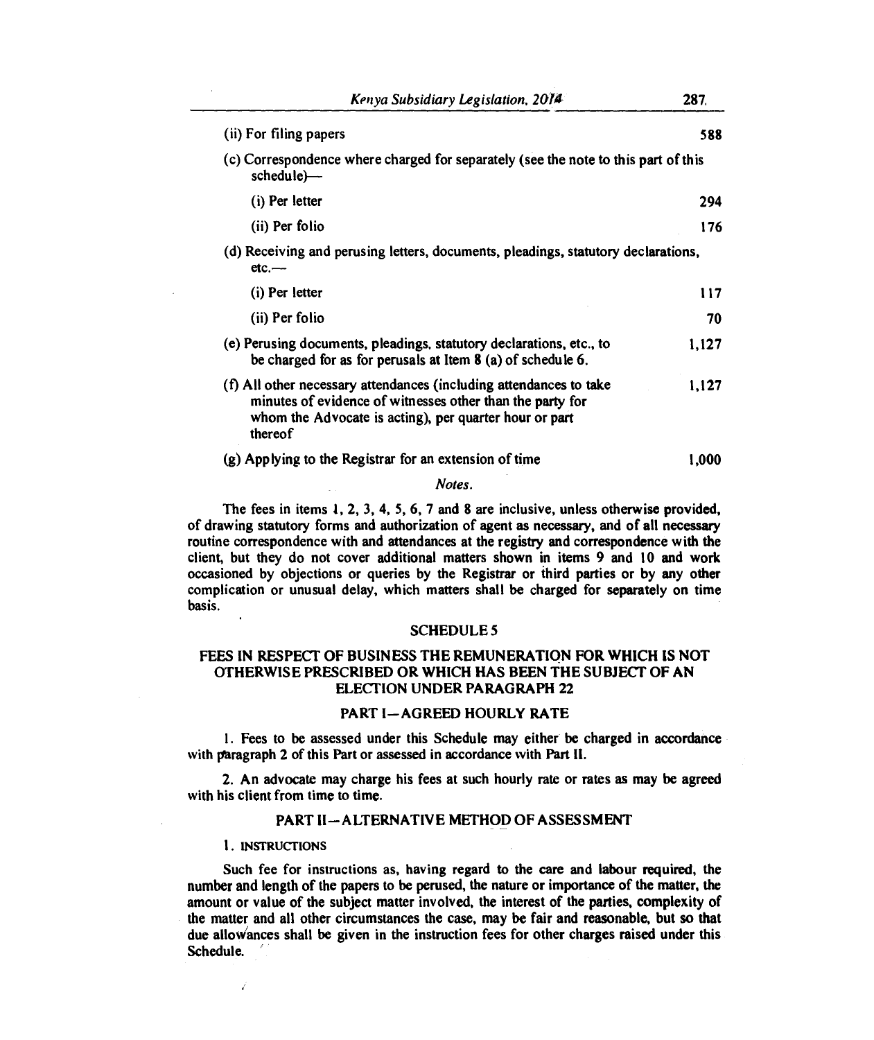| | |
|---|---|
| (ii) For filing papers | 588 |
| (c) Correspondence where charged for separately (see the note to this part of this schedule)— | |
| (i) Per letter | 294 |
| (ii) Per folio | 176 |
| (d) Receiving and perusing letters, documents, pleadings, statutory declarations, etc.— | |
| (i) Per letter | 117 |
| (ii) Per folio | 70 |
| (e) Perusing documents, pleadings, statutory declarations, etc., to be charged for as for perusals at Item 8 (a) of schedule 6. | 1,127 |
| (f) All other necessary attendances (including attendances to take minutes of evidence of witnesses other than the party for whom the Advocate is acting), per quarter hour or part thereof | 1,127 |
| (g) Applying to the Registrar for an extension of time | 1,000 |

*Notes.*

The fees in items 1, 2, 3, 4, 5, 6, 7 and 8 are inclusive, unless otherwise provided, of drawing statutory forms and authorization of agent as necessary, and of all necessary routine correspondence with and attendances at the registry and correspondence with the client, but they do not cover additional matters shown in items 9 and 10 and work occasioned by objections or queries by the Registrar or third parties or by any other complication or unusual delay, which matters shall be charged for separately on time basis.

## SCHEDULE 5

### FEES IN RESPECT OF BUSINESS THE REMUNERATION FOR WHICH IS NOT OTHERWISE PRESCRIBED OR WHICH HAS BEEN THE SUBJECT OF AN ELECTION UNDER PARAGRAPH 22

#### PART I—AGREED HOURLY RATE

1. Fees to be assessed under this Schedule may either be charged in accordance with paragraph 2 of this Part or assessed in accordance with Part II.

2. An advocate may charge his fees at such hourly rate or rates as may be agreed with his client from time to time.

#### PART II—ALTERNATIVE METHOD OF ASSESSMENT

1. INSTRUCTIONS

Such fee for instructions as, having regard to the care and labour required, the number and length of the papers to be perused, the nature or importance of the matter, the amount or value of the subject matter involved, the interest of the parties, complexity of the matter and all other circumstances the case, may be fair and reasonable, but so that due allowances shall be given in the instruction fees for other charges raised under this Schedule.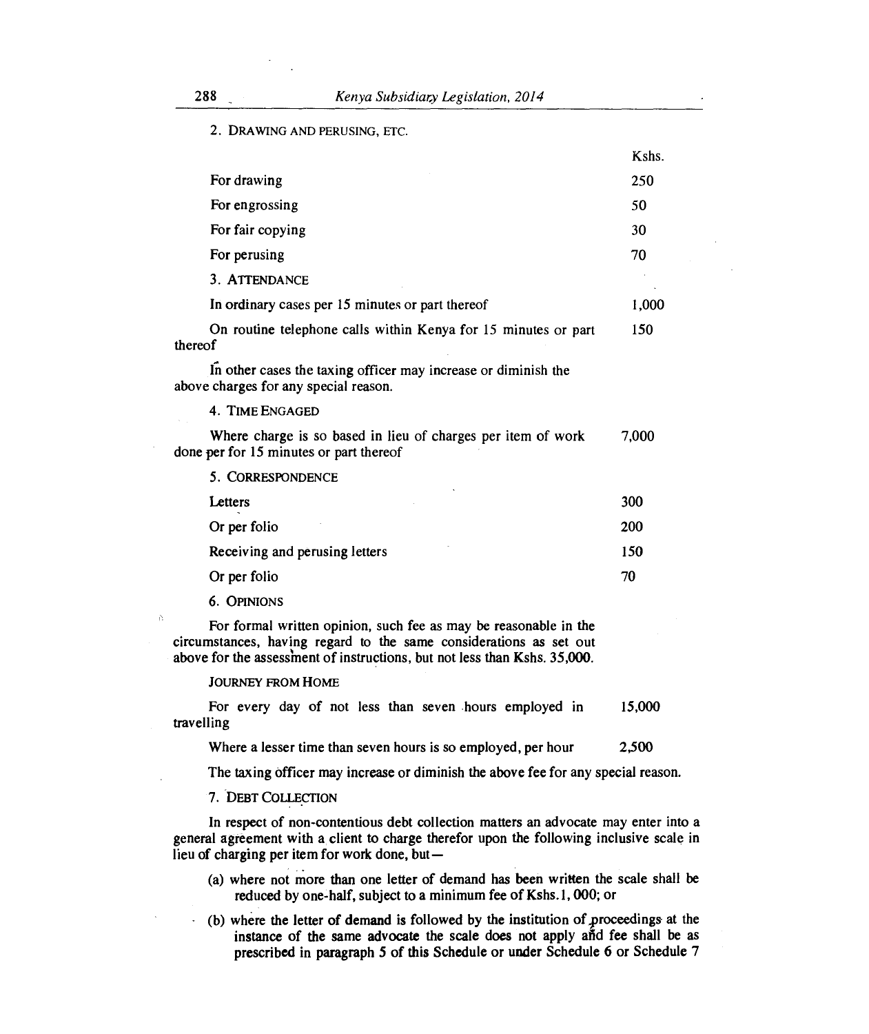2. DRAWING AND PERUSING, ETC.

| | Kshs. |
|---|---|
| For drawing | 250 |
| For engrossing | 50 |
| For fair copying | 30 |
| For perusing | 70 |

3. ATTENDANCE

| | |
|---|---|
| In ordinary cases per 15 minutes or part thereof | 1,000 |
| On routine telephone calls within Kenya for 15 minutes or part thereof | 150 |

In other cases the taxing officer may increase or diminish the above charges for any special reason.

4. TIME ENGAGED

| | |
|---|---|
| Where charge is so based in lieu of charges per item of work done per for 15 minutes or part thereof | 7,000 |

5. CORRESPONDENCE

| | |
|---|---|
| Letters | 300 |
| Or per folio | 200 |
| Receiving and perusing letters | 150 |
| Or per folio | 70 |

6. OPINIONS

For formal written opinion, such fee as may be reasonable in the circumstances, having regard to the same considerations as set out above for the assessment of instructions, but not less than Kshs. 35,000.

JOURNEY FROM HOME

| | |
|---|---|
| For every day of not less than seven hours employed in travelling | 15,000 |
| Where a lesser time than seven hours is so employed, per hour | 2,500 |

The taxing officer may increase or diminish the above fee for any special reason.

7. DEBT COLLECTION

In respect of non-contentious debt collection matters an advocate may enter into a general agreement with a client to charge therefor upon the following inclusive scale in lieu of charging per item for work done, but—

(a) where not more than one letter of demand has been written the scale shall be reduced by one-half, subject to a minimum fee of Kshs.1, 000; or

(b) where the letter of demand is followed by the institution of proceedings at the instance of the same advocate the scale does not apply and fee shall be as prescribed in paragraph 5 of this Schedule or under Schedule 6 or Schedule 7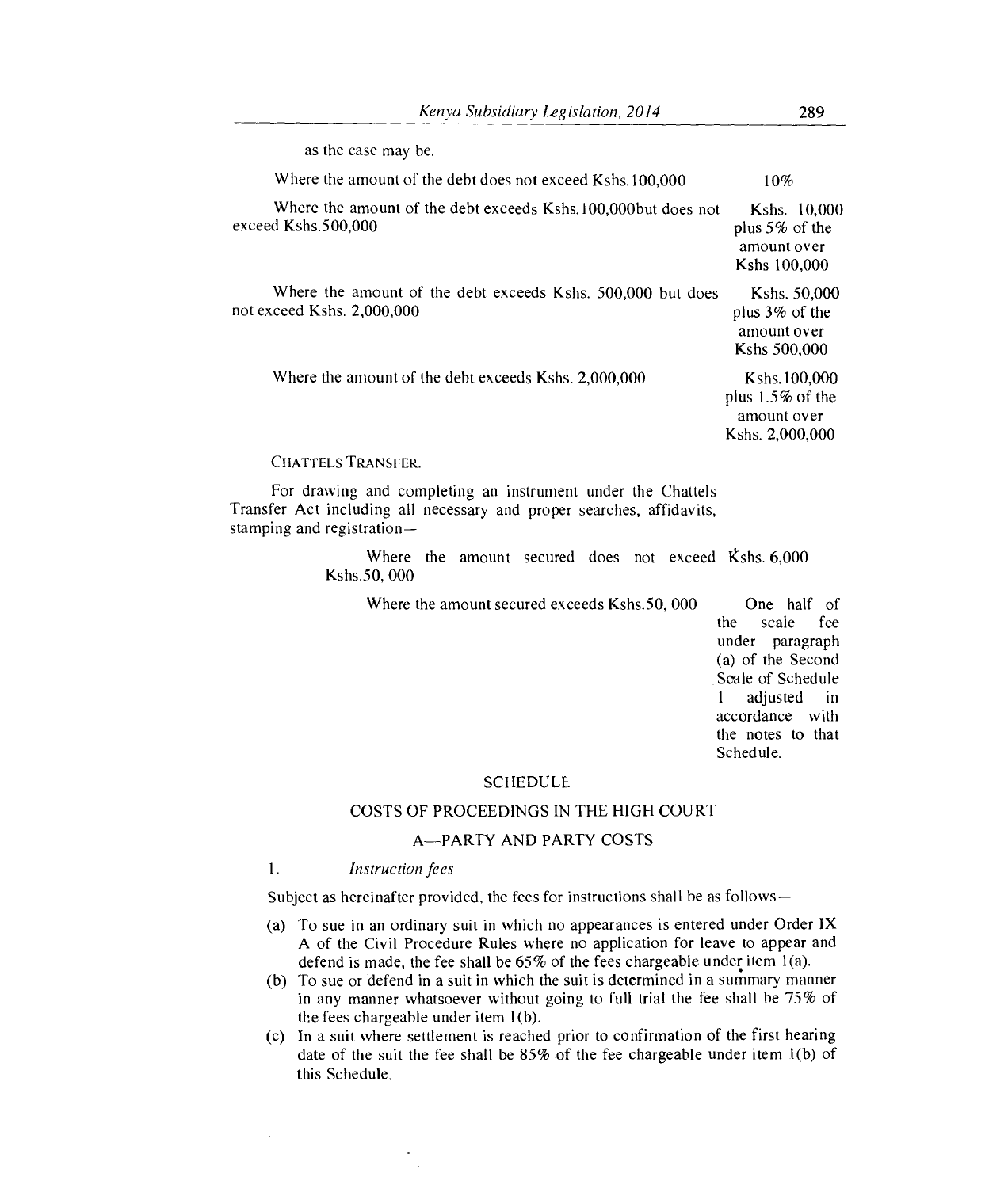as the case may be.

| | |
|---|---|
| Where the amount of the debt does not exceed Kshs.100,000 | 10% |
| Where the amount of the debt exceeds Kshs.100,000but does not exceed Kshs.500,000 | Kshs. 10,000 plus 5% of the amount over Kshs 100,000 |
| Where the amount of the debt exceeds Kshs. 500,000 but does not exceed Kshs. 2,000,000 | Kshs. 50,000 plus 3% of the amount over Kshs 500,000 |
| Where the amount of the debt exceeds Kshs. 2,000,000 | Kshs.100,000 plus 1.5% of the amount over Kshs. 2,000,000 |

CHATTELS TRANSFER.

For drawing and completing an instrument under the Chattels Transfer Act including all necessary and proper searches, affidavits, stamping and registration—

| | |
|---|---|
| Where the amount secured does not exceed Kshs.50, 000 | Kshs. 6,000 |
| Where the amount secured exceeds Kshs.50, 000 | One half of the scale fee under paragraph (a) of the Second Scale of Schedule 1 adjusted in accordance with the notes to that Schedule. |

## SCHEDULE

## COSTS OF PROCEEDINGS IN THE HIGH COURT

### A—PARTY AND PARTY COSTS

1. *Instruction fees*

Subject as hereinafter provided, the fees for instructions shall be as follows—

(a) To sue in an ordinary suit in which no appearances is entered under Order IX A of the Civil Procedure Rules where no application for leave to appear and defend is made, the fee shall be 65% of the fees chargeable under item 1(a).

(b) To sue or defend in a suit in which the suit is determined in a summary manner in any manner whatsoever without going to full trial the fee shall be 75% of the fees chargeable under item 1(b).

(c) In a suit where settlement is reached prior to confirmation of the first hearing date of the suit the fee shall be 85% of the fee chargeable under item 1(b) of this Schedule.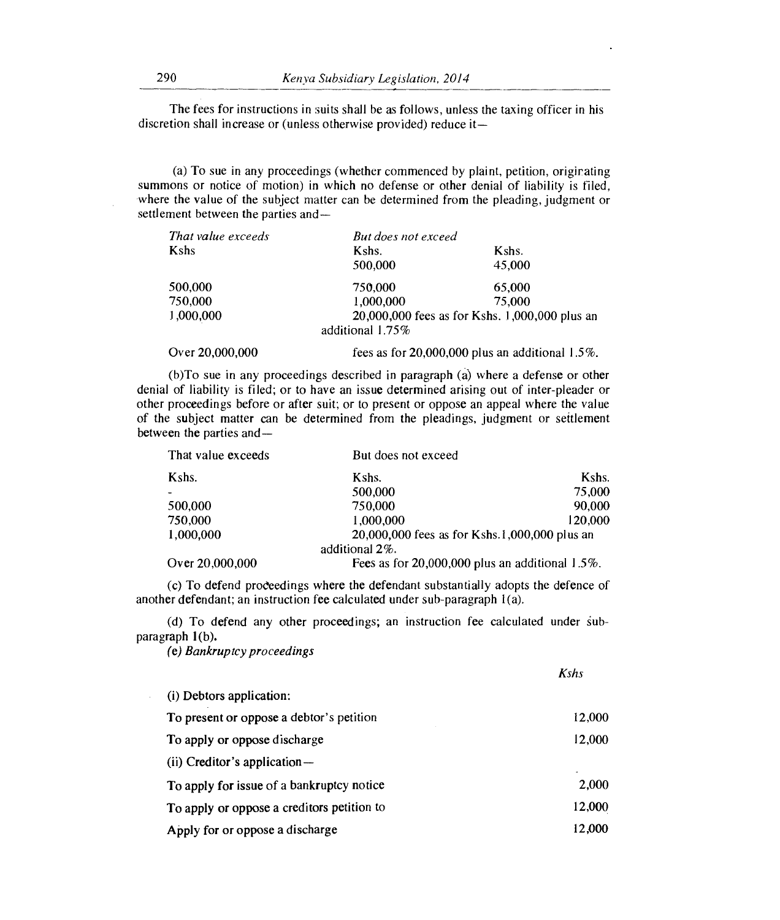The fees for instructions in suits shall be as follows, unless the taxing officer in his discretion shall increase or (unless otherwise provided) reduce it—

(a) To sue in any proceedings (whether commenced by plaint, petition, originating summons or notice of motion) in which no defense or other denial of liability is filed, where the value of the subject matter can be determined from the pleading, judgment or settlement between the parties and—

| *That value exceeds* | *But does not exceed* | |
|---|---|---|
| Kshs | Kshs. | Kshs. |
| | 500,000 | 45,000 |
| 500,000 | 750,000 | 65,000 |
| 750,000 | 1,000,000 | 75,000 |
| 1,000,000 | 20,000,000 fees as for Kshs. 1,000,000 plus an additional 1.75% | |
| Over 20,000,000 | fees as for 20,000,000 plus an additional 1.5%. | |

(b)To sue in any proceedings described in paragraph (a) where a defense or other denial of liability is filed; or to have an issue determined arising out of inter-pleader or other proceedings before or after suit; or to present or oppose an appeal where the value of the subject matter can be determined from the pleadings, judgment or settlement between the parties and—

| That value exceeds | But does not exceed | |
|---|---|---|
| Kshs. | Kshs. | Kshs. |
| - | 500,000 | 75,000 |
| 500,000 | 750,000 | 90,000 |
| 750,000 | 1,000,000 | 120,000 |
| 1,000,000 | 20,000,000 fees as for Kshs.1,000,000 plus an additional 2%. | |
| Over 20,000,000 | Fees as for 20,000,000 plus an additional 1.5%. | |

(c) To defend proceedings where the defendant substantially adopts the defence of another defendant; an instruction fee calculated under sub-paragraph 1(a).

(d) To defend any other proceedings; an instruction fee calculated under sub-paragraph 1(b).

*(e) Bankruptcy proceedings*

| | *Kshs* |
|---|---|
| (i) Debtors application: | |
| To present or oppose a debtor's petition | 12,000 |
| To apply or oppose discharge | 12,000 |
| (ii) Creditor's application— | |
| To apply for issue of a bankruptcy notice | 2,000 |
| To apply or oppose a creditors petition to | 12,000 |
| Apply for or oppose a discharge | 12,000 |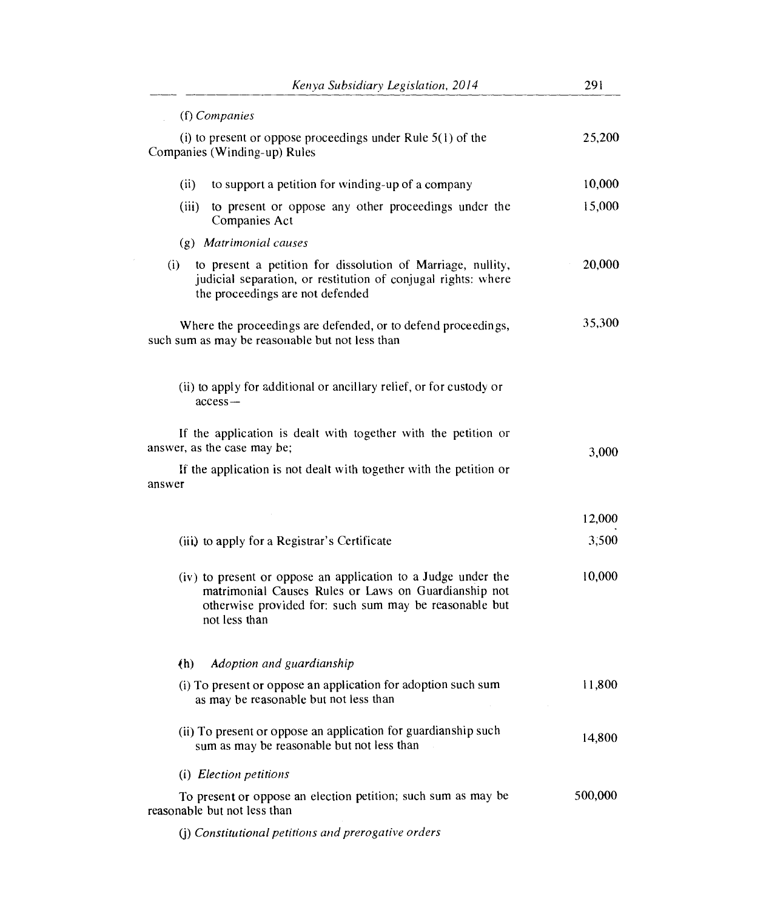(f) *Companies*

| | |
|---|---|
| (i) to present or oppose proceedings under Rule 5(1) of the Companies (Winding-up) Rules | 25,200 |
| (ii) to support a petition for winding-up of a company | 10,000 |
| (iii) to present or oppose any other proceedings under the Companies Act | 15,000 |

(g) *Matrimonial causes*

| | |
|---|---|
| (i) to present a petition for dissolution of Marriage, nullity, judicial separation, or restitution of conjugal rights: where the proceedings are not defended | 20,000 |
| Where the proceedings are defended, or to defend proceedings, such sum as may be reasonable but not less than | 35,300 |
| (ii) to apply for additional or ancillary relief, or for custody or access— | |
| If the application is dealt with together with the petition or answer, as the case may be; | 3,000 |
| If the application is not dealt with together with the petition or answer | 12,000 |
| (iii) to apply for a Registrar's Certificate | 3,500 |
| (iv) to present or oppose an application to a Judge under the matrimonial Causes Rules or Laws on Guardianship not otherwise provided for: such sum may be reasonable but not less than | 10,000 |

(h) *Adoption and guardianship*

| | |
|---|---|
| (i) To present or oppose an application for adoption such sum as may be reasonable but not less than | 11,800 |
| (ii) To present or oppose an application for guardianship such sum as may be reasonable but not less than | 14,800 |

(i) *Election petitions*

| | |
|---|---|
| To present or oppose an election petition; such sum as may be reasonable but not less than | 500,000 |

(j) *Constitutional petitions and prerogative orders*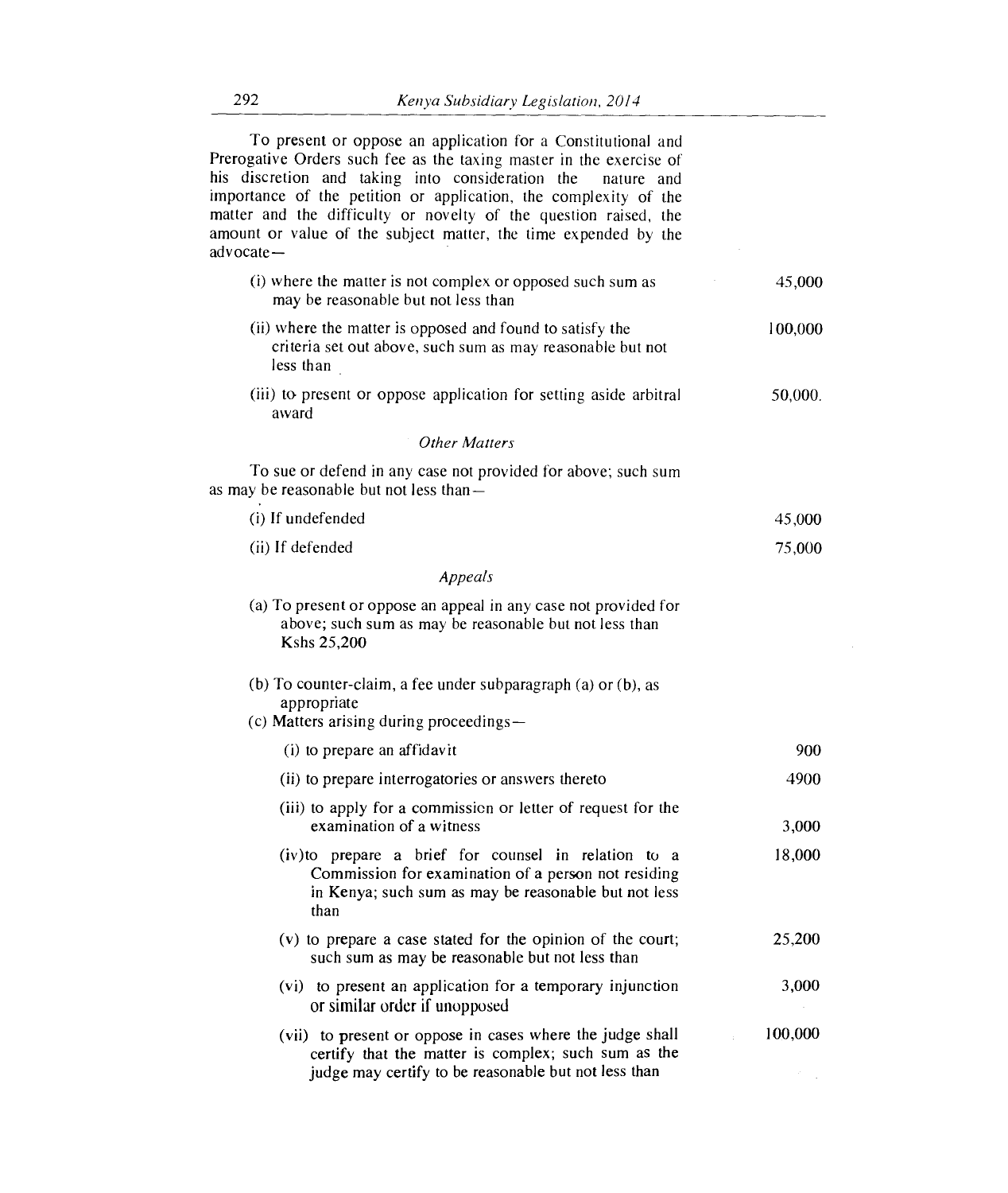To present or oppose an application for a Constitutional and Prerogative Orders such fee as the taxing master in the exercise of his discretion and taking into consideration the nature and importance of the petition or application, the complexity of the matter and the difficulty or novelty of the question raised, the amount or value of the subject matter, the time expended by the advocate—

| | |
|---|---|
| (i) where the matter is not complex or opposed such sum as may be reasonable but not less than | 45,000 |
| (ii) where the matter is opposed and found to satisfy the criteria set out above, such sum as may reasonable but not less than | 100,000 |
| (iii) to present or oppose application for setting aside arbitral award | 50,000. |

*Other Matters*

To sue or defend in any case not provided for above; such sum as may be reasonable but not less than—

| | |
|---|---|
| (i) If undefended | 45,000 |
| (ii) If defended | 75,000 |

*Appeals*

(a) To present or oppose an appeal in any case not provided for above; such sum as may be reasonable but not less than Kshs 25,200

(b) To counter-claim, a fee under subparagraph (a) or (b), as appropriate

(c) Matters arising during proceedings—

| | |
|---|---|
| (i) to prepare an affidavit | 900 |
| (ii) to prepare interrogatories or answers thereto | 4900 |
| (iii) to apply for a commission or letter of request for the examination of a witness | 3,000 |
| (iv) to prepare a brief for counsel in relation to a Commission for examination of a person not residing in Kenya; such sum as may be reasonable but not less than | 18,000 |
| (v) to prepare a case stated for the opinion of the court; such sum as may be reasonable but not less than | 25,200 |
| (vi) to present an application for a temporary injunction or similar order if unopposed | 3,000 |
| (vii) to present or oppose in cases where the judge shall certify that the matter is complex; such sum as the judge may certify to be reasonable but not less than | 100,000 |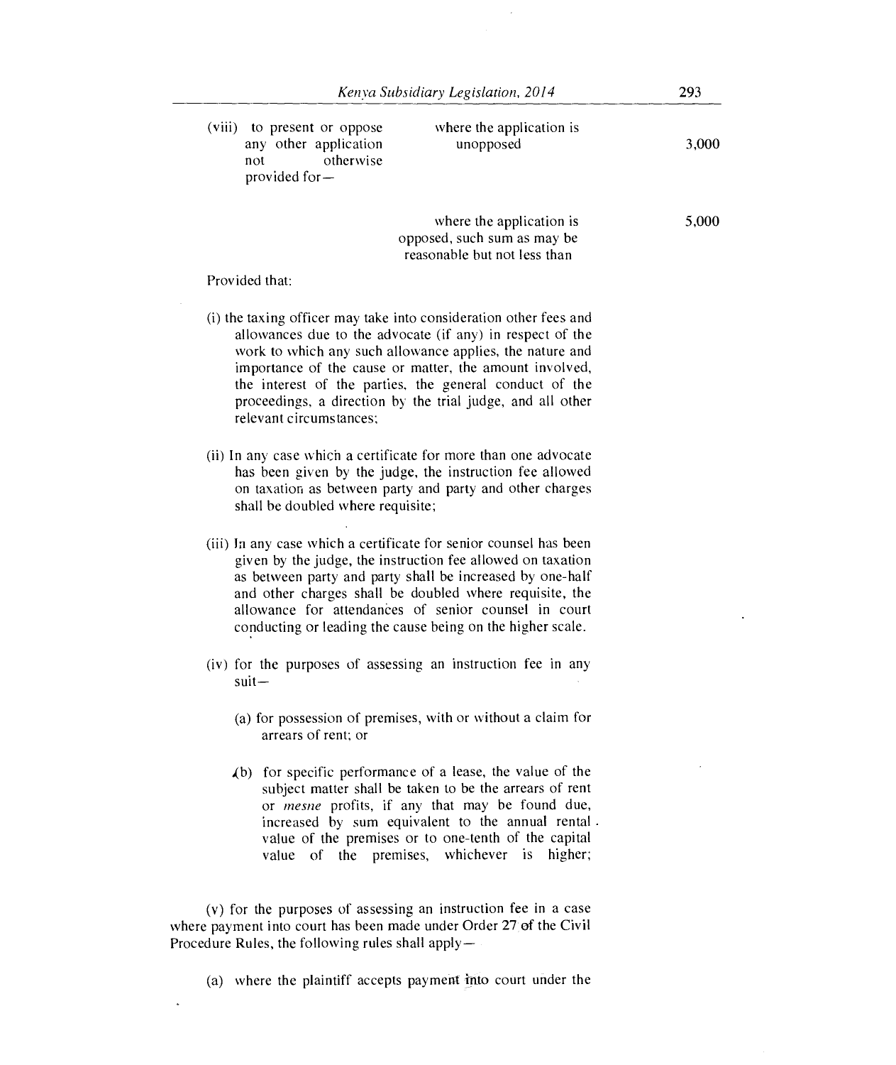| | | |
|---|---|---|
| (viii) to present or oppose any other application not otherwise provided for— | where the application is unopposed | 3,000 |
| | where the application is opposed, such sum as may be reasonable but not less than | 5,000 |

Provided that:

(i) the taxing officer may take into consideration other fees and allowances due to the advocate (if any) in respect of the work to which any such allowance applies, the nature and importance of the cause or matter, the amount involved, the interest of the parties, the general conduct of the proceedings, a direction by the trial judge, and all other relevant circumstances;

(ii) In any case which a certificate for more than one advocate has been given by the judge, the instruction fee allowed on taxation as between party and party and other charges shall be doubled where requisite;

(iii) In any case which a certificate for senior counsel has been given by the judge, the instruction fee allowed on taxation as between party and party shall be increased by one-half and other charges shall be doubled where requisite, the allowance for attendances of senior counsel in court conducting or leading the cause being on the higher scale.

(iv) for the purposes of assessing an instruction fee in any suit—

(a) for possession of premises, with or without a claim for arrears of rent; or

(b) for specific performance of a lease, the value of the subject matter shall be taken to be the arrears of rent or *mesne* profits, if any that may be found due, increased by sum equivalent to the annual rental value of the premises or to one-tenth of the capital value of the premises, whichever is higher;

(v) for the purposes of assessing an instruction fee in a case where payment into court has been made under Order 27 of the Civil Procedure Rules, the following rules shall apply—

(a) where the plaintiff accepts payment into court under the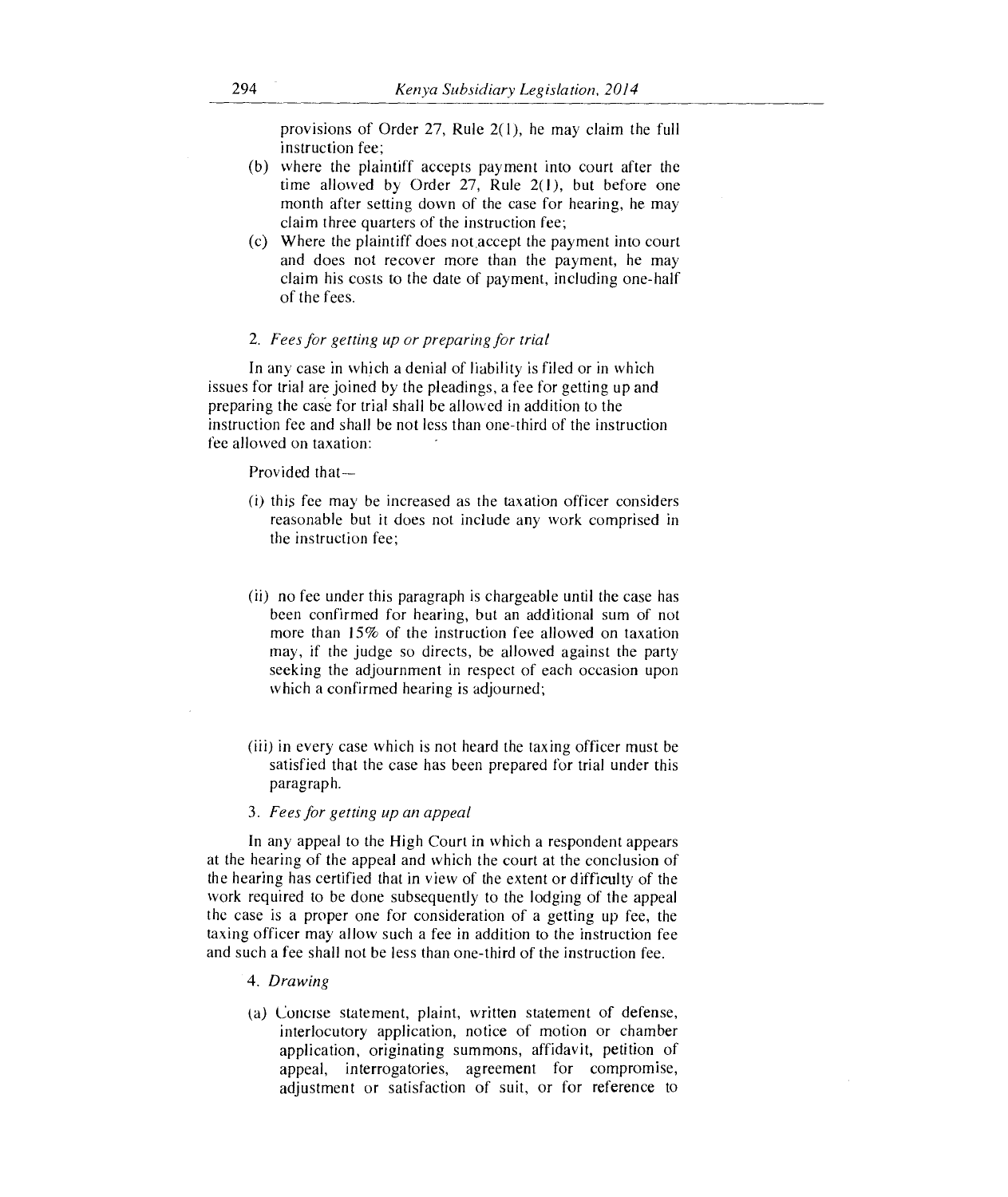provisions of Order 27, Rule 2(1), he may claim the full instruction fee;

(b) where the plaintiff accepts payment into court after the time allowed by Order 27, Rule 2(1), but before one month after setting down of the case for hearing, he may claim three quarters of the instruction fee;

(c) Where the plaintiff does not accept the payment into court and does not recover more than the payment, he may claim his costs to the date of payment, including one-half of the fees.

2. *Fees for getting up or preparing for trial*

In any case in which a denial of liability is filed or in which issues for trial are joined by the pleadings, a fee for getting up and preparing the case for trial shall be allowed in addition to the instruction fee and shall be not less than one-third of the instruction fee allowed on taxation:

Provided that—

(i) this fee may be increased as the taxation officer considers reasonable but it does not include any work comprised in the instruction fee;

(ii) no fee under this paragraph is chargeable until the case has been confirmed for hearing, but an additional sum of not more than 15% of the instruction fee allowed on taxation may, if the judge so directs, be allowed against the party seeking the adjournment in respect of each occasion upon which a confirmed hearing is adjourned;

(iii) in every case which is not heard the taxing officer must be satisfied that the case has been prepared for trial under this paragraph.

3. *Fees for getting up an appeal*

In any appeal to the High Court in which a respondent appears at the hearing of the appeal and which the court at the conclusion of the hearing has certified that in view of the extent or difficulty of the work required to be done subsequently to the lodging of the appeal the case is a proper one for consideration of a getting up fee, the taxing officer may allow such a fee in addition to the instruction fee and such a fee shall not be less than one-third of the instruction fee.

4. *Drawing*

(a) Concise statement, plaint, written statement of defense, interlocutory application, notice of motion or chamber application, originating summons, affidavit, petition of appeal, interrogatories, agreement for compromise, adjustment or satisfaction of suit, or for reference to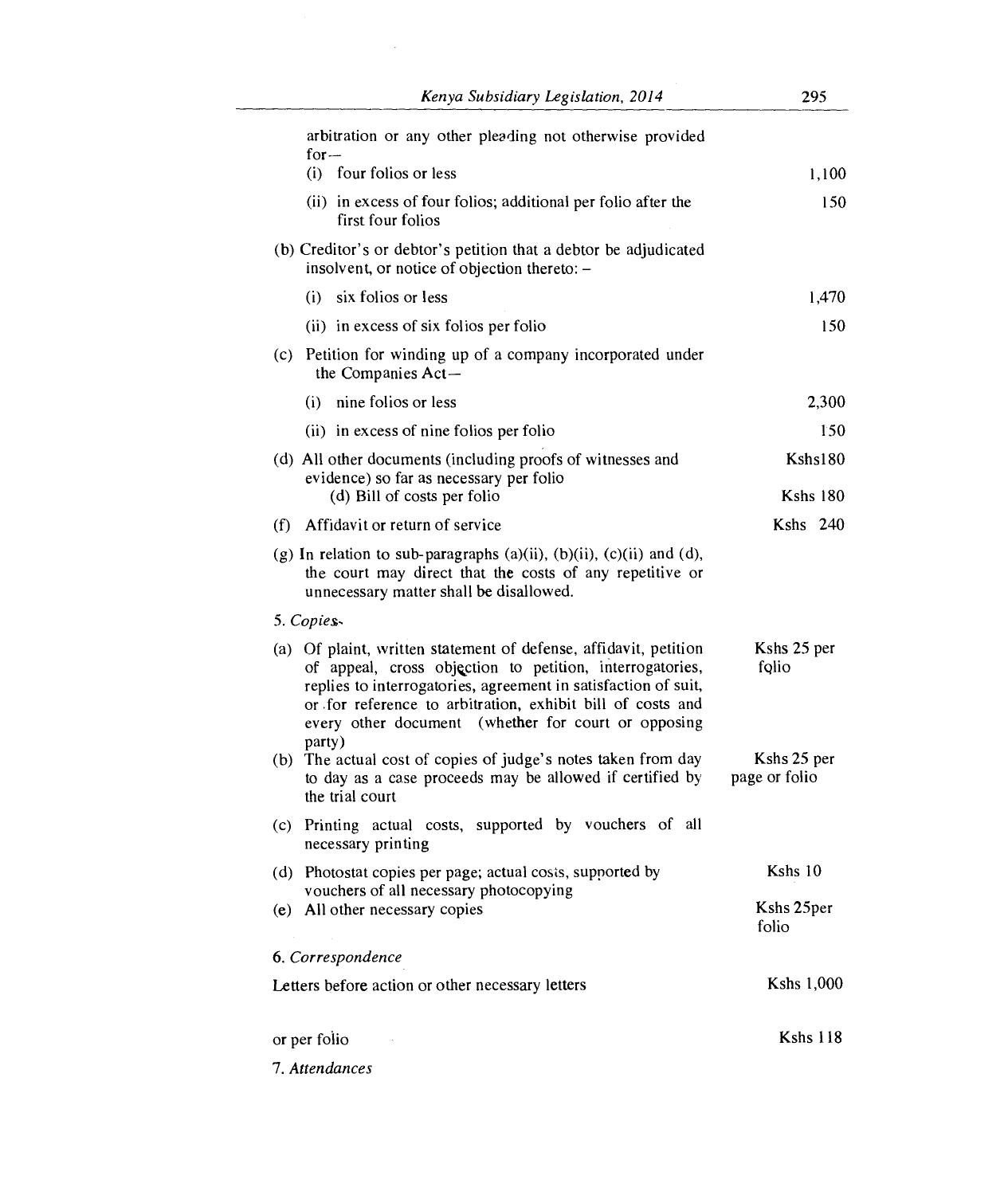arbitration or any other pleading not otherwise provided for—

| | |
|---|---|
| (i) four folios or less | 1,100 |
| (ii) in excess of four folios; additional per folio after the first four folios | 150 |
| (b) Creditor's or debtor's petition that a debtor be adjudicated insolvent, or notice of objection thereto: – | |
| (i) six folios or less | 1,470 |
| (ii) in excess of six folios per folio | 150 |
| (c) Petition for winding up of a company incorporated under the Companies Act— | |
| (i) nine folios or less | 2,300 |
| (ii) in excess of nine folios per folio | 150 |
| (d) All other documents (including proofs of witnesses and evidence) so far as necessary per folio | Kshs180 |
| (d) Bill of costs per folio | Kshs 180 |
| (f) Affidavit or return of service | Kshs 240 |

(g) In relation to sub-paragraphs (a)(ii), (b)(ii), (c)(ii) and (d), the court may direct that the costs of any repetitive or unnecessary matter shall be disallowed.

5. *Copies*-

| | |
|---|---|
| (a) Of plaint, written statement of defense, affidavit, petition of appeal, cross objection to petition, interrogatories, replies to interrogatories, agreement in satisfaction of suit, or for reference to arbitration, exhibit bill of costs and every other document (whether for court or opposing party) | Kshs 25 per folio |
| (b) The actual cost of copies of judge's notes taken from day to day as a case proceeds may be allowed if certified by the trial court | Kshs 25 per page or folio |
| (c) Printing actual costs, supported by vouchers of all necessary printing | |
| (d) Photostat copies per page; actual costs, supported by vouchers of all necessary photocopying | Kshs 10 |
| (e) All other necessary copies | Kshs 25per folio |

6. *Correspondence*

| | |
|---|---|
| Letters before action or other necessary letters | Kshs 1,000 |
| or per folio | Kshs 118 |

7. *Attendances*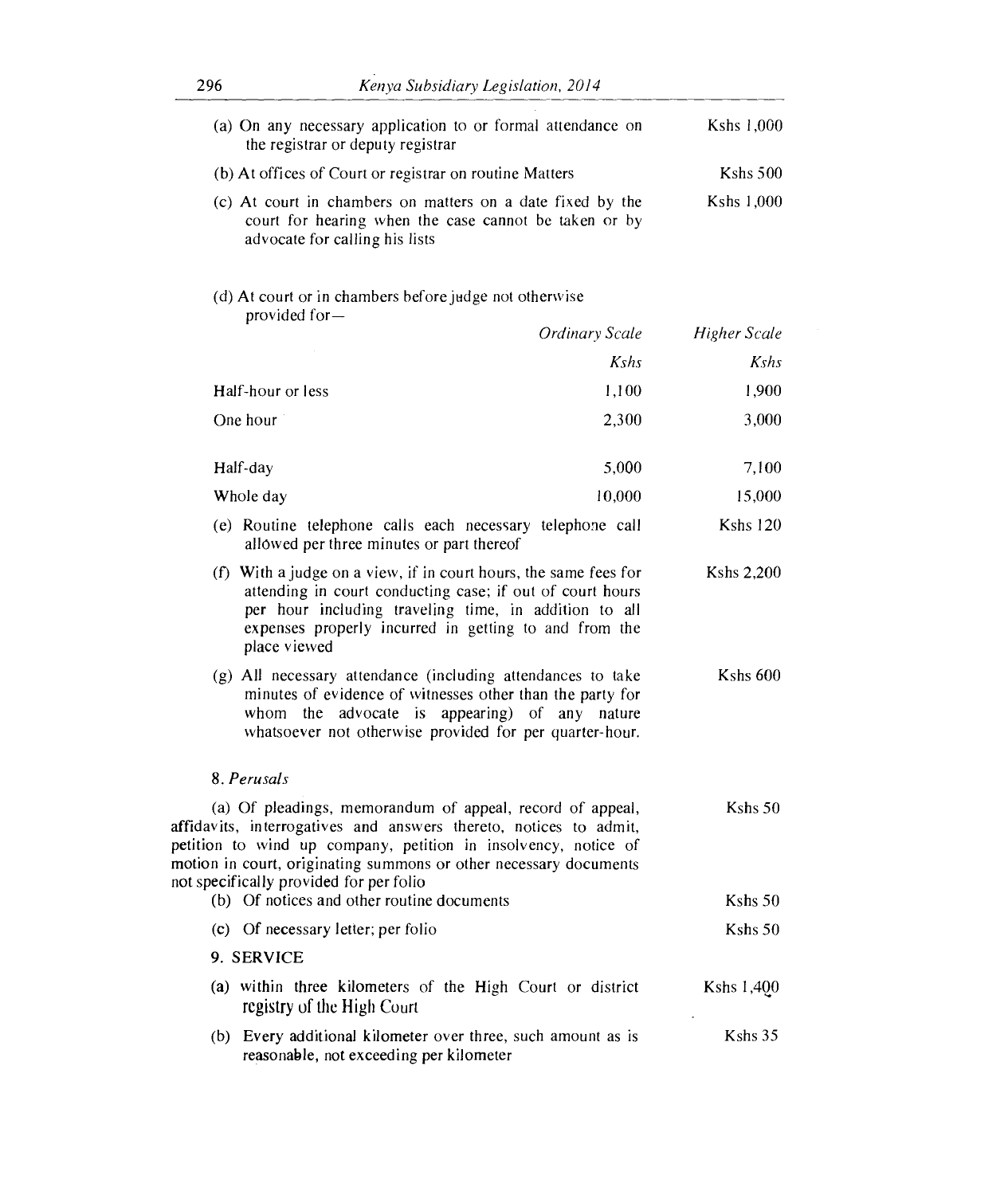| | |
|---|---|
| (a) On any necessary application to or formal attendance on the registrar or deputy registrar | Kshs 1,000 |
| (b) At offices of Court or registrar on routine Matters | Kshs 500 |
| (c) At court in chambers on matters on a date fixed by the court for hearing when the case cannot be taken or by advocate for calling his lists | Kshs 1,000 |

(d) At court or in chambers before judge not otherwise provided for—

| | *Ordinary Scale* | *Higher Scale* |
|---|---|---|
| | *Kshs* | *Kshs* |
| Half-hour or less | 1,100 | 1,900 |
| One hour | 2,300 | 3,000 |
| Half-day | 5,000 | 7,100 |
| Whole day | 10,000 | 15,000 |

| | |
|---|---|
| (e) Routine telephone calls each necessary telephone call allowed per three minutes or part thereof | Kshs 120 |
| (f) With a judge on a view, if in court hours, the same fees for attending in court conducting case; if out of court hours per hour including traveling time, in addition to all expenses properly incurred in getting to and from the place viewed | Kshs 2,200 |
| (g) All necessary attendance (including attendances to take minutes of evidence of witnesses other than the party for whom the advocate is appearing) of any nature whatsoever not otherwise provided for per quarter-hour. | Kshs 600 |

8. *Perusals*

| | |
|---|---|
| (a) Of pleadings, memorandum of appeal, record of appeal, affidavits, interrogatives and answers thereto, notices to admit, petition to wind up company, petition in insolvency, notice of motion in court, originating summons or other necessary documents not specifically provided for per folio | Kshs 50 |
| (b) Of notices and other routine documents | Kshs 50 |
| (c) Of necessary letter; per folio | Kshs 50 |

9. SERVICE

| | |
|---|---|
| (a) within three kilometers of the High Court or district registry of the High Court | Kshs 1,400 |
| (b) Every additional kilometer over three, such amount as is reasonable, not exceeding per kilometer | Kshs 35 |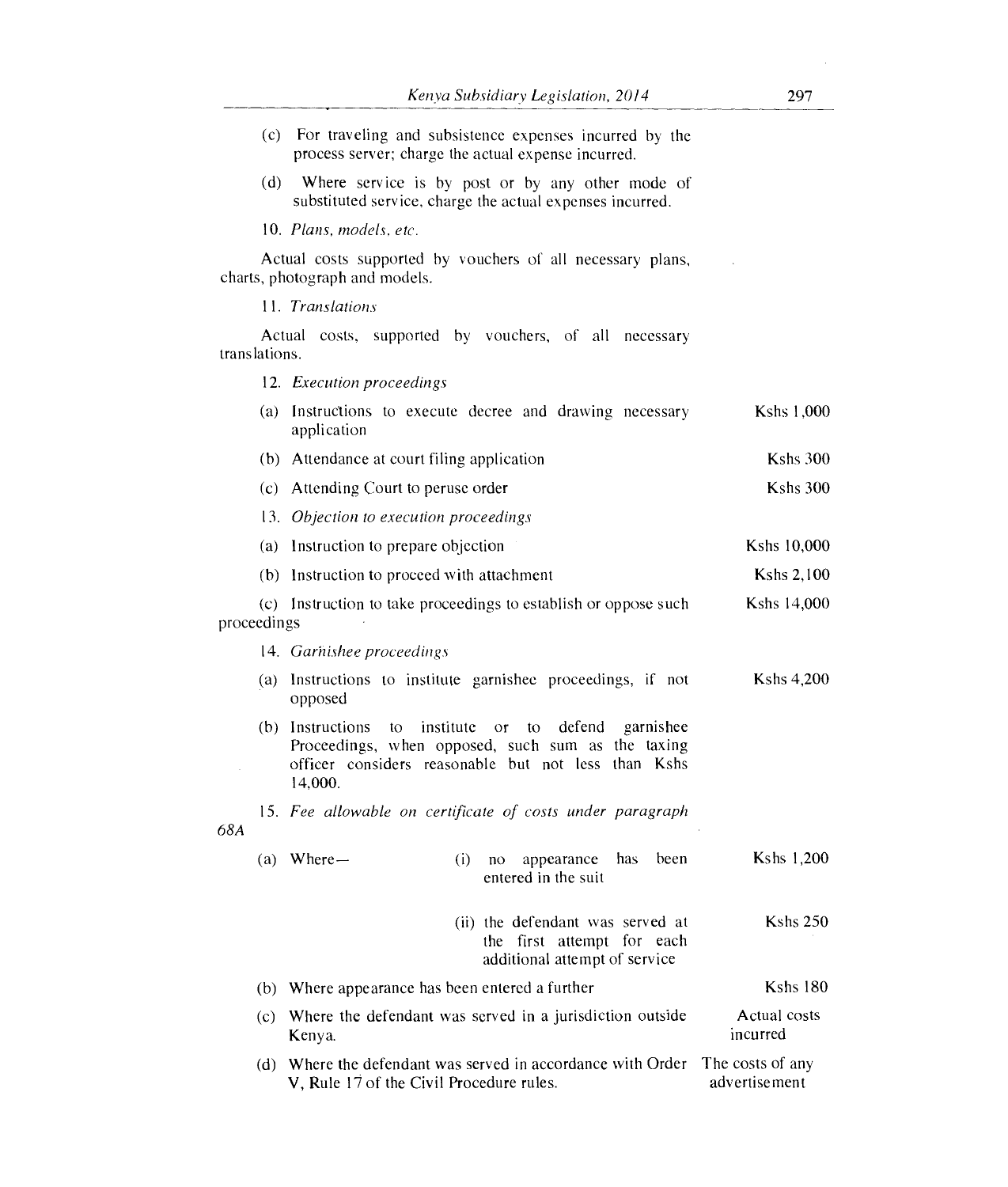(c) For traveling and subsistence expenses incurred by the process server; charge the actual expense incurred.

(d) Where service is by post or by any other mode of substituted service, charge the actual expenses incurred.

10. *Plans, models, etc.*

Actual costs supported by vouchers of all necessary plans, charts, photograph and models.

11. *Translations*

Actual costs, supported by vouchers, of all necessary translations.

12. *Execution proceedings*

| | |
|---|---|
| (a) Instructions to execute decree and drawing necessary application | Kshs 1,000 |
| (b) Attendance at court filing application | Kshs 300 |
| (c) Attending Court to peruse order | Kshs 300 |

13. *Objection to execution proceedings*

| | |
|---|---|
| (a) Instruction to prepare objection | Kshs 10,000 |
| (b) Instruction to proceed with attachment | Kshs 2,100 |
| (c) Instruction to take proceedings to establish or oppose such proceedings | Kshs 14,000 |

14. *Garnishee proceedings*

| | |
|---|---|
| (a) Instructions to institute garnishee proceedings, if not opposed | Kshs 4,200 |
| (b) Instructions to institute or to defend garnishee Proceedings, when opposed, such sum as the taxing officer considers reasonable but not less than Kshs 14,000. | |

15. *Fee allowable on certificate of costs under paragraph 68A*

| | | |
|---|---|---|
| (a) Where— | (i) no appearance has been entered in the suit | Kshs 1,200 |
| | (ii) the defendant was served at the first attempt for each additional attempt of service | Kshs 250 |
| (b) Where appearance has been entered a further | | Kshs 180 |
| (c) Where the defendant was served in a jurisdiction outside Kenya. | | Actual costs incurred |
| (d) Where the defendant was served in accordance with Order V, Rule 17 of the Civil Procedure rules. | | The costs of any advertisement |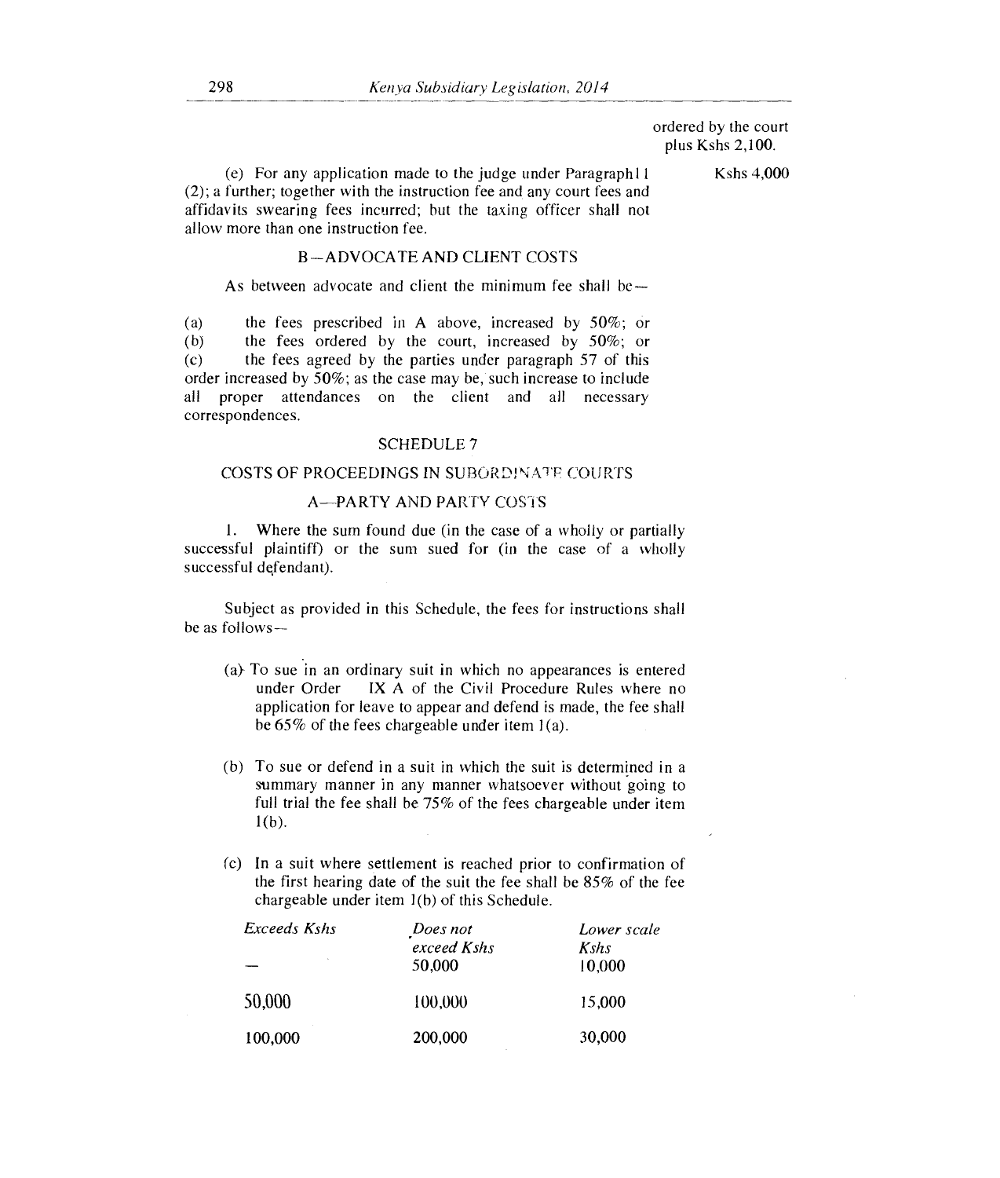ordered by the court plus Kshs 2,100.

(e) For any application made to the judge under Paragraph11 (2); a further; together with the instruction fee and any court fees and affidavits swearing fees incurred; but the taxing officer shall not allow more than one instruction fee. Kshs 4,000

### B—ADVOCATE AND CLIENT COSTS

As between advocate and client the minimum fee shall be—

(a) the fees prescribed in A above, increased by 50%; or
(b) the fees ordered by the court, increased by 50%; or
(c) the fees agreed by the parties under paragraph 57 of this order increased by 50%; as the case may be, such increase to include all proper attendances on the client and all necessary correspondences.

## SCHEDULE 7

### COSTS OF PROCEEDINGS IN SUBORDINATE COURTS

### A—PARTY AND PARTY COSTS

1. Where the sum found due (in the case of a wholly or partially successful plaintiff) or the sum sued for (in the case of a wholly successful defendant).

Subject as provided in this Schedule, the fees for instructions shall be as follows—

(a) To sue in an ordinary suit in which no appearances is entered under Order IX A of the Civil Procedure Rules where no application for leave to appear and defend is made, the fee shall be 65% of the fees chargeable under item 1(a).

(b) To sue or defend in a suit in which the suit is determined in a summary manner in any manner whatsoever without going to full trial the fee shall be 75% of the fees chargeable under item 1(b).

(c) In a suit where settlement is reached prior to confirmation of the first hearing date of the suit the fee shall be 85% of the fee chargeable under item 1(b) of this Schedule.

| *Exceeds Kshs* | *Does not exceed Kshs* | *Lower scale Kshs* |
|---|---|---|
| — | 50,000 | 10,000 |
| 50,000 | 100,000 | 15,000 |
| 100,000 | 200,000 | 30,000 |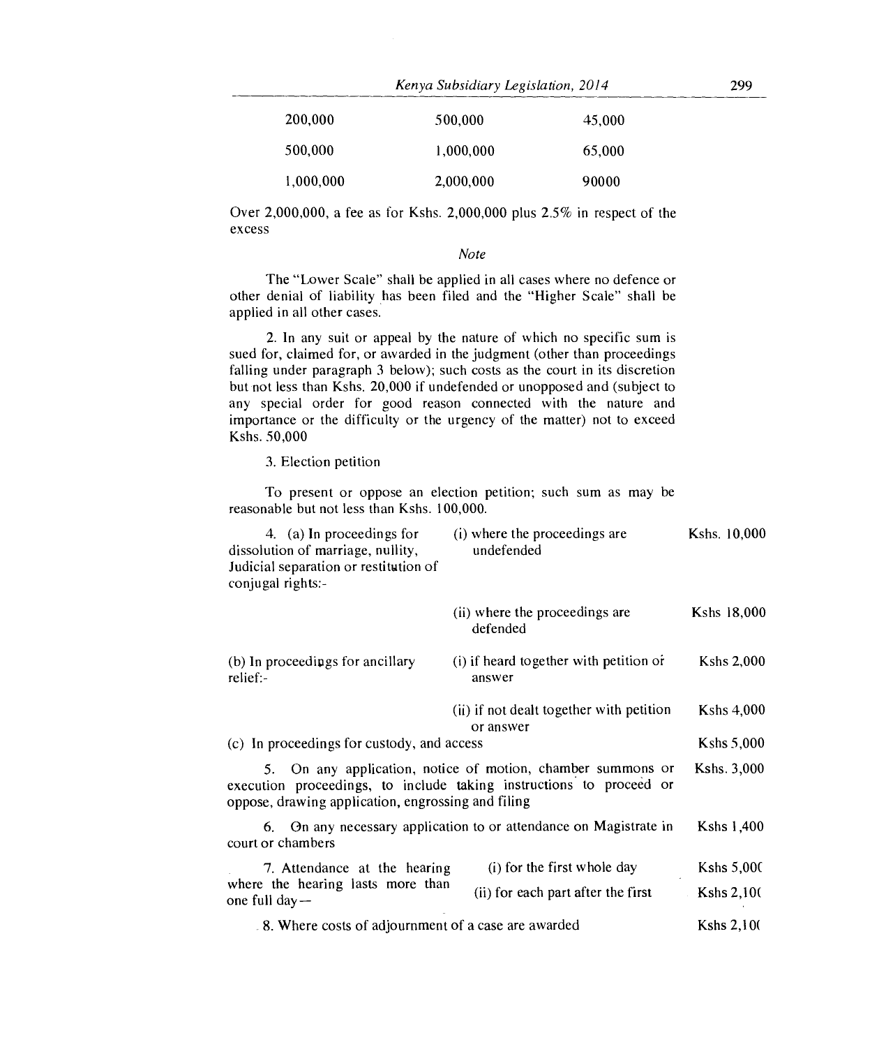| | | |
|---|---|---|
| 200,000 | 500,000 | 45,000 |
| 500,000 | 1,000,000 | 65,000 |
| 1,000,000 | 2,000,000 | 90000 |

Over 2,000,000, a fee as for Kshs. 2,000,000 plus 2.5% in respect of the excess

*Note*

The "Lower Scale" shall be applied in all cases where no defence or other denial of liability has been filed and the "Higher Scale" shall be applied in all other cases.

2. In any suit or appeal by the nature of which no specific sum is sued for, claimed for, or awarded in the judgment (other than proceedings falling under paragraph 3 below); such costs as the court in its discretion but not less than Kshs. 20,000 if undefended or unopposed and (subject to any special order for good reason connected with the nature and importance or the difficulty or the urgency of the matter) not to exceed Kshs. 50,000

3. Election petition

To present or oppose an election petition; such sum as may be reasonable but not less than Kshs. 100,000.

| | | |
|---|---|---|
| 4. (a) In proceedings for dissolution of marriage, nullity, Judicial separation or restitution of conjugal rights:- | (i) where the proceedings are undefended | Kshs. 10,000 |
| | (ii) where the proceedings are defended | Kshs 18,000 |
| (b) In proceedings for ancillary relief:- | (i) if heard together with petition or answer | Kshs 2,000 |
| | (ii) if not dealt together with petition or answer | Kshs 4,000 |
| (c) In proceedings for custody, and access | | Kshs 5,000 |
| 5. On any application, notice of motion, chamber summons or execution proceedings, to include taking instructions to proceed or oppose, drawing application, engrossing and filing | | Kshs. 3,000 |
| 6. On any necessary application to or attendance on Magistrate in court or chambers | | Kshs 1,400 |
| 7. Attendance at the hearing where the hearing lasts more than one full day— | (i) for the first whole day | Kshs 5,000 |
| | (ii) for each part after the first | Kshs 2,100 |
| 8. Where costs of adjournment of a case are awarded | | Kshs 2,100 |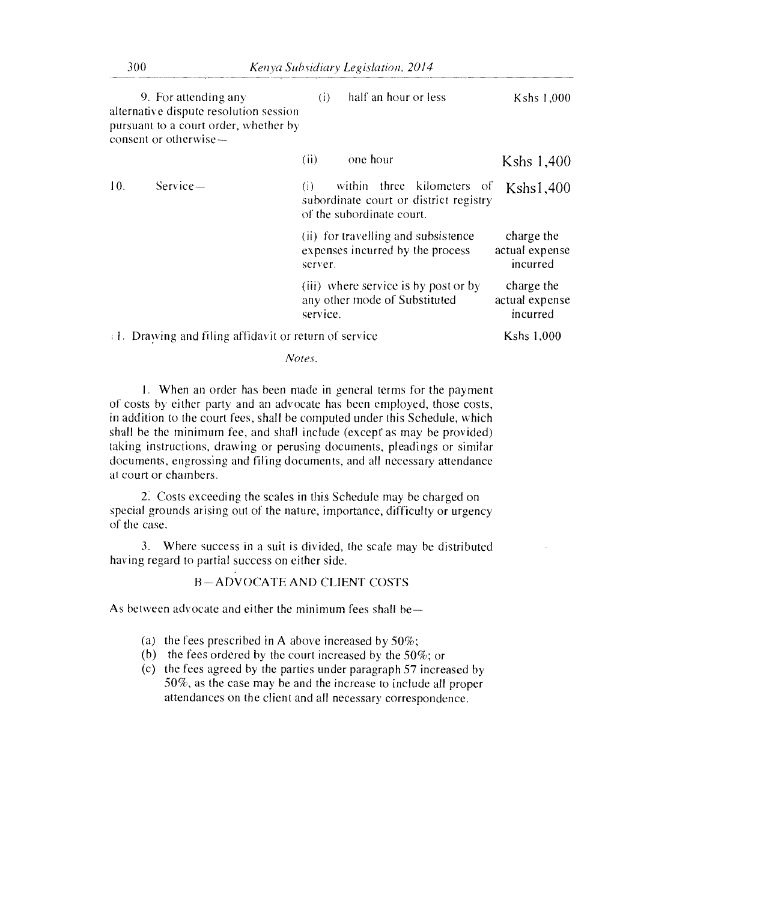| | | |
|---|---|---|
| 9. For attending any alternative dispute resolution session pursuant to a court order, whether by consent or otherwise— | (i) half an hour or less | Kshs 1,000 |
| | (ii) one hour | Kshs 1,400 |
| 10. Service— | (i) within three kilometers of subordinate court or district registry of the subordinate court. | Kshs1,400 |
| | (ii) for travelling and subsistence expenses incurred by the process server. | charge the actual expense incurred |
| | (iii) where service is by post or by any other mode of Substituted service. | charge the actual expense incurred |
| 11. Drawing and filing affidavit or return of service | | Kshs 1,000 |

*Notes.*

1. When an order has been made in general terms for the payment of costs by either party and an advocate has been employed, those costs, in addition to the court fees, shall be computed under this Schedule, which shall be the minimum fee, and shall include (except as may be provided) taking instructions, drawing or perusing documents, pleadings or similar documents, engrossing and filing documents, and all necessary attendance at court or chambers.

2. Costs exceeding the scales in this Schedule may be charged on special grounds arising out of the nature, importance, difficulty or urgency of the case.

3. Where success in a suit is divided, the scale may be distributed having regard to partial success on either side.

## B—ADVOCATE AND CLIENT COSTS

As between advocate and either the minimum fees shall be—

(a) the fees prescribed in A above increased by 50%;

(b) the fees ordered by the court increased by the 50%; or

(c) the fees agreed by the parties under paragraph 57 increased by 50%, as the case may be and the increase to include all proper attendances on the client and all necessary correspondence.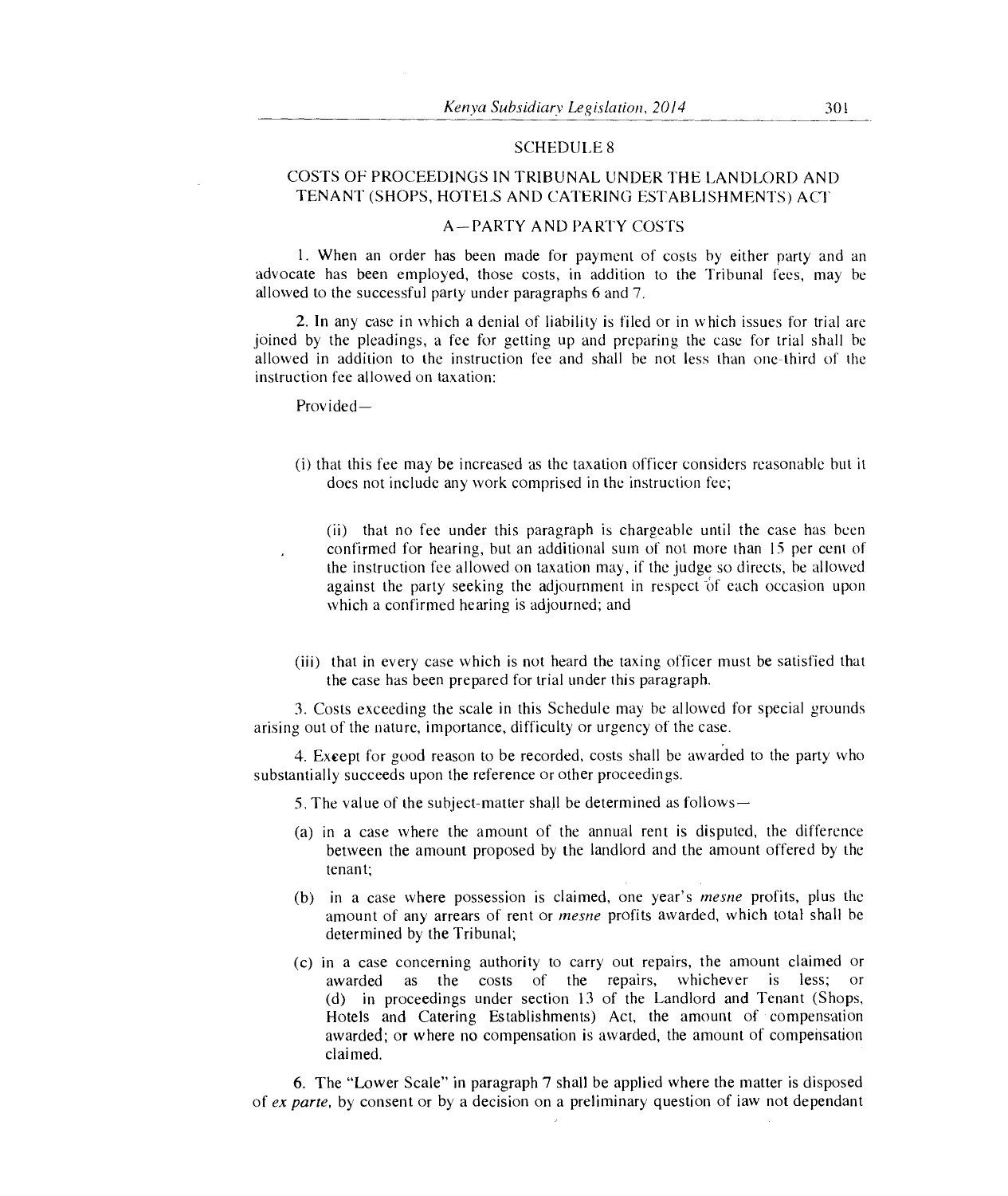## SCHEDULE 8

### COSTS OF PROCEEDINGS IN TRIBUNAL UNDER THE LANDLORD AND TENANT (SHOPS, HOTELS AND CATERING ESTABLISHMENTS) ACT

### A—PARTY AND PARTY COSTS

1. When an order has been made for payment of costs by either party and an advocate has been employed, those costs, in addition to the Tribunal fees, may be allowed to the successful party under paragraphs 6 and 7.

2. In any case in which a denial of liability is filed or in which issues for trial are joined by the pleadings, a fee for getting up and preparing the case for trial shall be allowed in addition to the instruction fee and shall be not less than one-third of the instruction fee allowed on taxation:

Provided—

(i) that this fee may be increased as the taxation officer considers reasonable but it does not include any work comprised in the instruction fee;

(ii) that no fee under this paragraph is chargeable until the case has been confirmed for hearing, but an additional sum of not more than 15 per cent of the instruction fee allowed on taxation may, if the judge so directs, be allowed against the party seeking the adjournment in respect of each occasion upon which a confirmed hearing is adjourned; and

(iii) that in every case which is not heard the taxing officer must be satisfied that the case has been prepared for trial under this paragraph.

3. Costs exceeding the scale in this Schedule may be allowed for special grounds arising out of the nature, importance, difficulty or urgency of the case.

4. Except for good reason to be recorded, costs shall be awarded to the party who substantially succeeds upon the reference or other proceedings.

5. The value of the subject-matter shall be determined as follows—

(a) in a case where the amount of the annual rent is disputed, the difference between the amount proposed by the landlord and the amount offered by the tenant;

(b) in a case where possession is claimed, one year's *mesne* profits, plus the amount of any arrears of rent or *mesne* profits awarded, which total shall be determined by the Tribunal;

(c) in a case concerning authority to carry out repairs, the amount claimed or awarded as the costs of the repairs, whichever is less; or

(d) in proceedings under section 13 of the Landlord and Tenant (Shops, Hotels and Catering Establishments) Act, the amount of compensation awarded; or where no compensation is awarded, the amount of compensation claimed.

6. The "Lower Scale" in paragraph 7 shall be applied where the matter is disposed of *ex parte*, by consent or by a decision on a preliminary question of law not dependant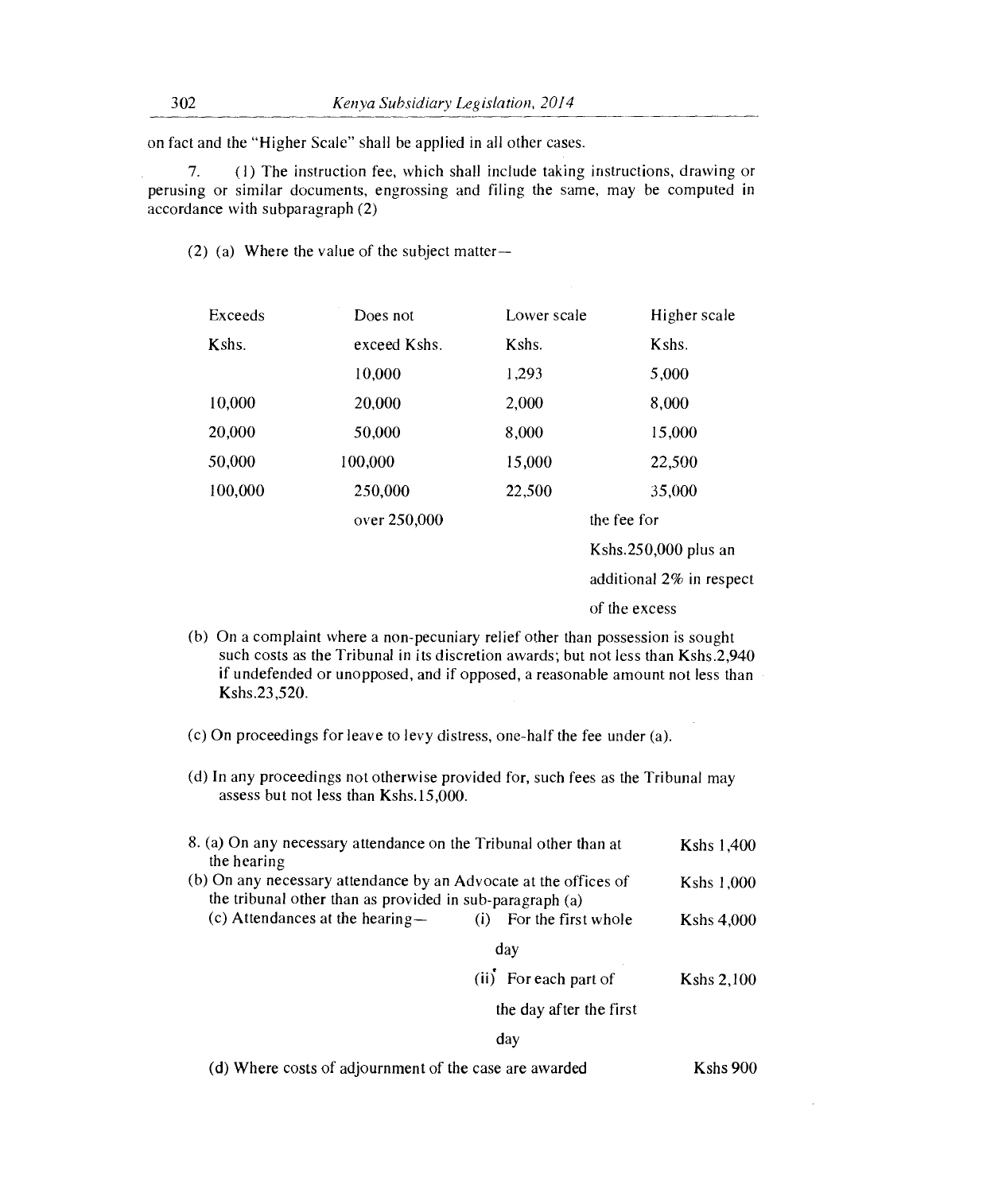on fact and the "Higher Scale" shall be applied in all other cases.

7. (1) The instruction fee, which shall include taking instructions, drawing or perusing or similar documents, engrossing and filing the same, may be computed in accordance with subparagraph (2)

(2) (a) Where the value of the subject matter—

| Exceeds Kshs. | Does not exceed Kshs. | Lower scale Kshs. | Higher scale Kshs. |
|---|---|---|---|
| | 10,000 | 1,293 | 5,000 |
| 10,000 | 20,000 | 2,000 | 8,000 |
| 20,000 | 50,000 | 8,000 | 15,000 |
| 50,000 | 100,000 | 15,000 | 22,500 |
| 100,000 | 250,000 | 22,500 | 35,000 |
| | over 250,000 | the fee for Kshs.250,000 plus an additional 2% in respect of the excess | |

(b) On a complaint where a non-pecuniary relief other than possession is sought such costs as the Tribunal in its discretion awards; but not less than Kshs.2,940 if undefended or unopposed, and if opposed, a reasonable amount not less than Kshs.23,520.

(c) On proceedings for leave to levy distress, one-half the fee under (a).

(d) In any proceedings not otherwise provided for, such fees as the Tribunal may assess but not less than Kshs.15,000.

| | | |
|---|---|---|
| 8. (a) On any necessary attendance on the Tribunal other than at the hearing | | Kshs 1,400 |
| (b) On any necessary attendance by an Advocate at the offices of the tribunal other than as provided in sub-paragraph (a) | | Kshs 1,000 |
| (c) Attendances at the hearing— | (i) For the first whole day | Kshs 4,000 |
| | (ii) For each part of the day after the first day | Kshs 2,100 |
| (d) Where costs of adjournment of the case are awarded | | Kshs 900 |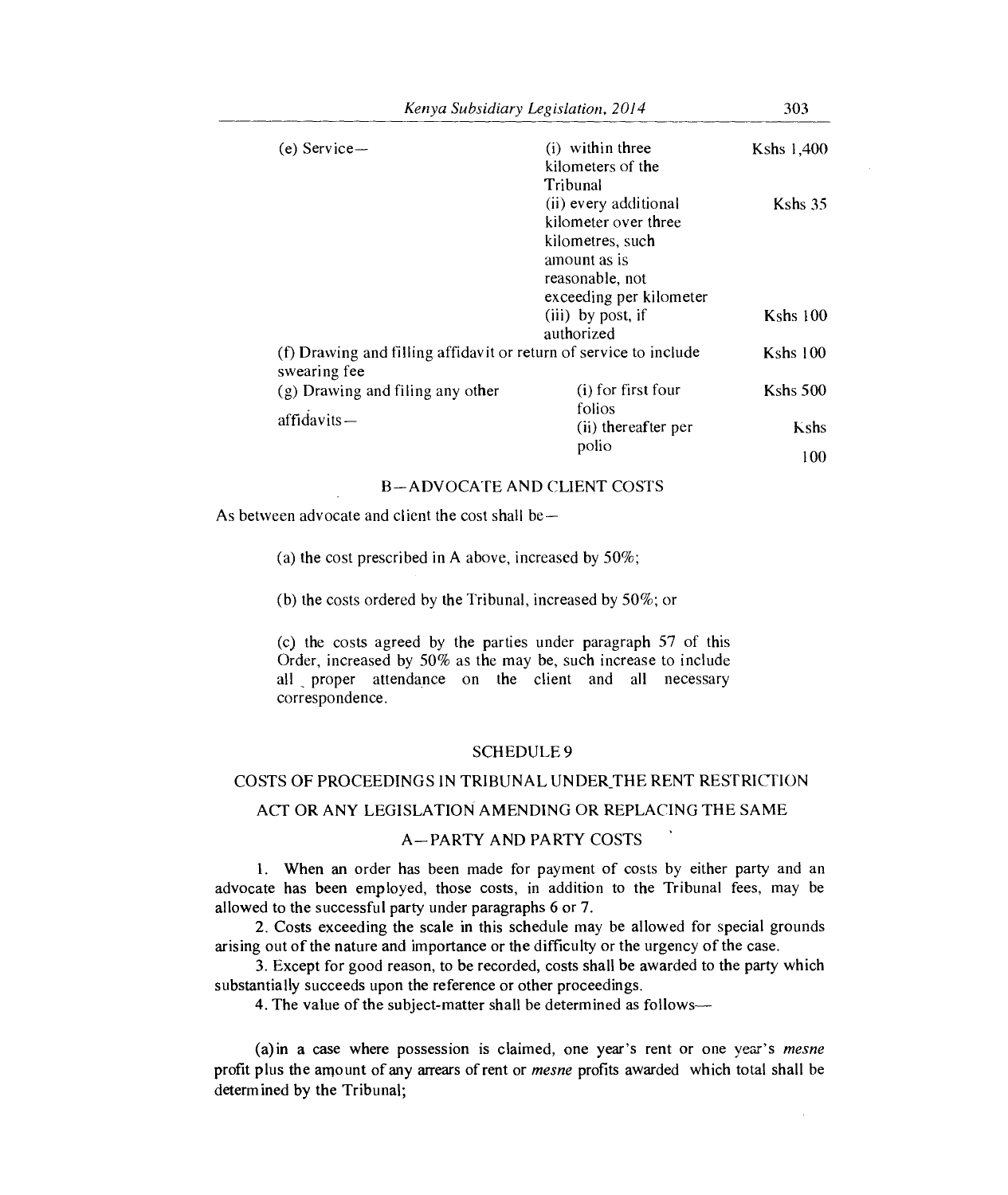| | | |
|---|---|---|
| (e) Service— | (i) within three kilometers of the Tribunal | Kshs 1,400 |
| | (ii) every additional kilometer over three kilometres, such amount as is reasonable, not exceeding per kilometer | Kshs 35 |
| | (iii) by post, if authorized | Kshs 100 |
| (f) Drawing and filling affidavit or return of service to include swearing fee | | Kshs 100 |
| (g) Drawing and filing any other affidavits— | (i) for first four folios | Kshs 500 |
| | (ii) thereafter per polio | Kshs 100 |

## B—ADVOCATE AND CLIENT COSTS

As between advocate and client the cost shall be—

(a) the cost prescribed in A above, increased by 50%;

(b) the costs ordered by the Tribunal, increased by 50%; or

(c) the costs agreed by the parties under paragraph 57 of this Order, increased by 50% as the may be, such increase to include all proper attendance on the client and all necessary correspondence.

# SCHEDULE 9

## COSTS OF PROCEEDINGS IN TRIBUNAL UNDER THE RENT RESTRICTION ACT OR ANY LEGISLATION AMENDING OR REPLACING THE SAME

## A—PARTY AND PARTY COSTS

1. When an order has been made for payment of costs by either party and an advocate has been employed, those costs, in addition to the Tribunal fees, may be allowed to the successful party under paragraphs 6 or 7.

2. Costs exceeding the scale in this schedule may be allowed for special grounds arising out of the nature and importance or the difficulty or the urgency of the case.

3. Except for good reason, to be recorded, costs shall be awarded to the party which substantially succeeds upon the reference or other proceedings.

4. The value of the subject-matter shall be determined as follows—

(a) in a case where possession is claimed, one year's rent or one year's *mesne* profit plus the amount of any arrears of rent or *mesne* profits awarded which total shall be determined by the Tribunal;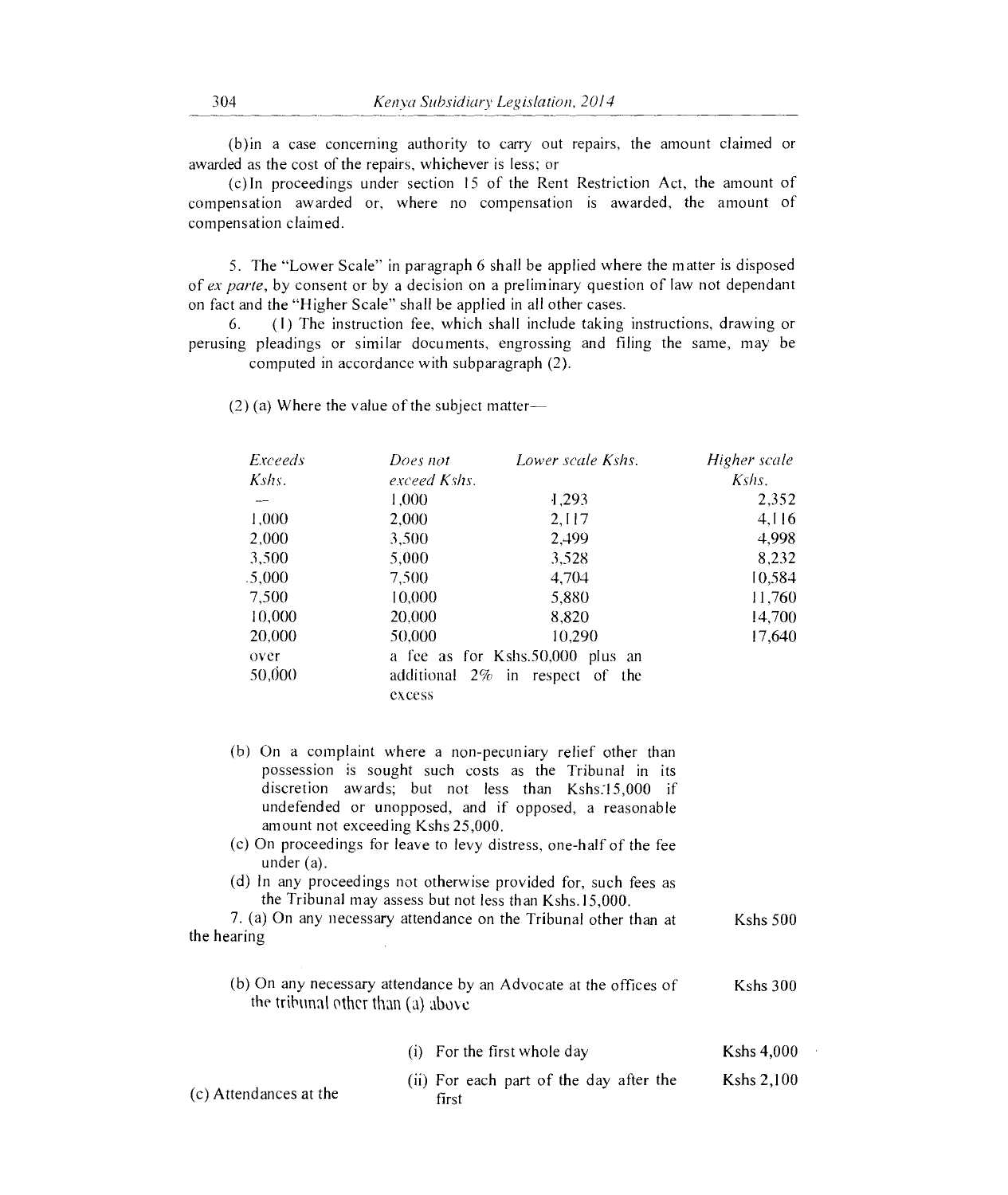(b)in a case concerning authority to carry out repairs, the amount claimed or awarded as the cost of the repairs, whichever is less; or

(c)In proceedings under section 15 of the Rent Restriction Act, the amount of compensation awarded or, where no compensation is awarded, the amount of compensation claimed.

5. The "Lower Scale" in paragraph 6 shall be applied where the matter is disposed of *ex parte*, by consent or by a decision on a preliminary question of law not dependant on fact and the "Higher Scale" shall be applied in all other cases.

6. (1) The instruction fee, which shall include taking instructions, drawing or perusing pleadings or similar documents, engrossing and filing the same, may be computed in accordance with subparagraph (2).

(2) (a) Where the value of the subject matter—

| *Exceeds Kshs.* | *Does not exceed Kshs.* | *Lower scale Kshs.* | *Higher scale Kshs.* |
|---|---|---|---|
| — | 1,000 | 1,293 | 2,352 |
| 1,000 | 2,000 | 2,117 | 4,116 |
| 2,000 | 3,500 | 2,499 | 4,998 |
| 3,500 | 5,000 | 3,528 | 8,232 |
| 5,000 | 7,500 | 4,704 | 10,584 |
| 7,500 | 10,000 | 5,880 | 11,760 |
| 10,000 | 20,000 | 8,820 | 14,700 |
| 20,000 | 50,000 | 10,290 | 17,640 |
| over 50,000 | a fee as for Kshs.50,000 plus an additional 2% in respect of the excess | | |

(b) On a complaint where a non-pecuniary relief other than possession is sought such costs as the Tribunal in its discretion awards; but not less than Kshs.15,000 if undefended or unopposed, and if opposed, a reasonable amount not exceeding Kshs 25,000.

(c) On proceedings for leave to levy distress, one-half of the fee under (a).

(d) In any proceedings not otherwise provided for, such fees as the Tribunal may assess but not less than Kshs.15,000.

7. (a) On any necessary attendance on the Tribunal other than at the hearing — Kshs 500

(b) On any necessary attendance by an Advocate at the offices of the tribunal other than (a) above — Kshs 300

| | | |
|---|---|---|
| (c) Attendances at the | (i) For the first whole day | Kshs 4,000 |
| | (ii) For each part of the day after the first | Kshs 2,100 |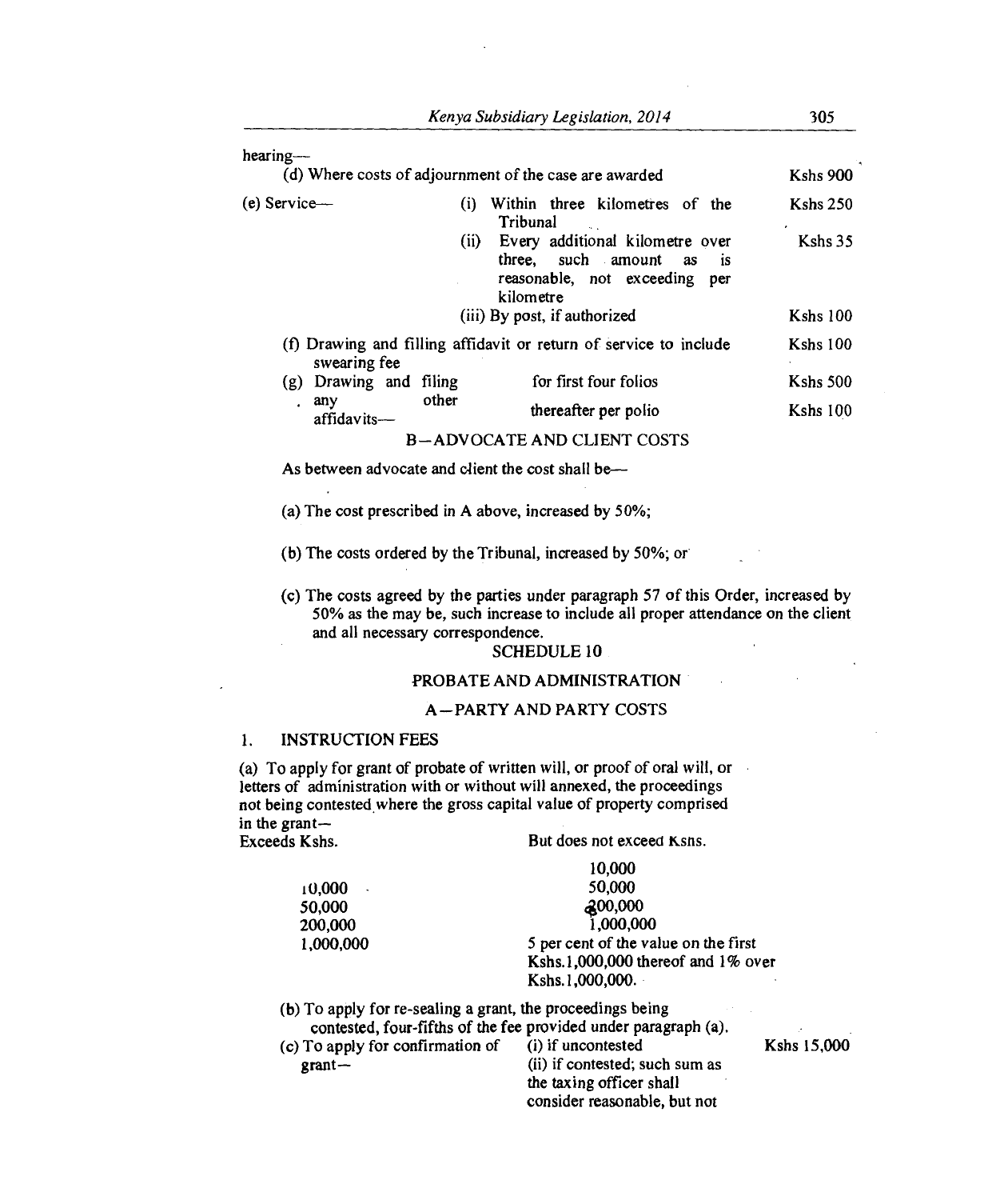hearing—

| | | |
|---|---|---|
| (d) Where costs of adjournment of the case are awarded | | Kshs 900 |
| (e) Service— | (i) Within three kilometres of the Tribunal | Kshs 250 |
| | (ii) Every additional kilometre over three, such amount as is reasonable, not exceeding per kilometre | Kshs 35 |
| | (iii) By post, if authorized | Kshs 100 |
| (f) Drawing and filling affidavit or return of service to include swearing fee | | Kshs 100 |
| (g) Drawing and filing any other affidavits— | for first four folios | Kshs 500 |
| | thereafter per polio | Kshs 100 |

## B—ADVOCATE AND CLIENT COSTS

As between advocate and client the cost shall be—

(a) The cost prescribed in A above, increased by 50%;

(b) The costs ordered by the Tribunal, increased by 50%; or

(c) The costs agreed by the parties under paragraph 57 of this Order, increased by 50% as the may be, such increase to include all proper attendance on the client and all necessary correspondence.

# SCHEDULE 10

## PROBATE AND ADMINISTRATION

## A—PARTY AND PARTY COSTS

1. INSTRUCTION FEES

(a) To apply for grant of probate of written will, or proof of oral will, or letters of administration with or without will annexed, the proceedings not being contested where the gross capital value of property comprised in the grant—

| Exceeds Kshs. | But does not exceed Kshs. |
|---|---|
| | 10,000 |
| 10,000 | 50,000 |
| 50,000 | 200,000 |
| 200,000 | 1,000,000 |
| 1,000,000 | 5 per cent of the value on the first Kshs.1,000,000 thereof and 1% over Kshs.1,000,000. |

(b) To apply for re-sealing a grant, the proceedings being contested, four-fifths of the fee provided under paragraph (a).

| | | |
|---|---|---|
| (c) To apply for confirmation of grant— | (i) if uncontested | Kshs 15,000 |
| | (ii) if contested; such sum as the taxing officer shall consider reasonable, but not | |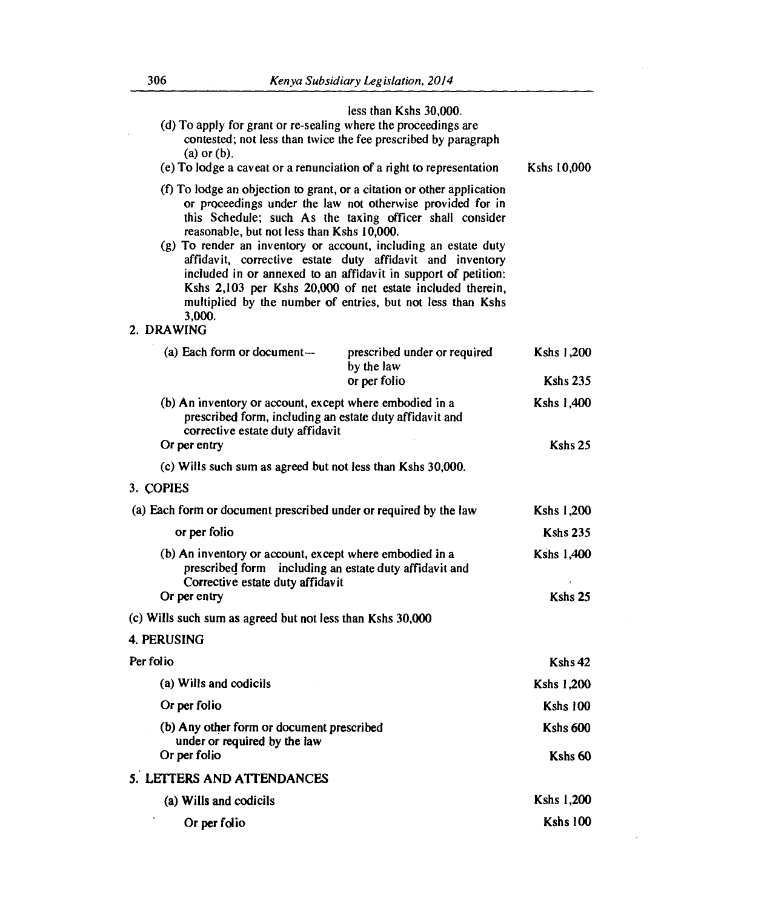less than Kshs 30,000.

(d) To apply for grant or re-sealing where the proceedings are contested; not less than twice the fee prescribed by paragraph (a) or (b).

(e) To lodge a caveat or a renunciation of a right to representation — Kshs 10,000

(f) To lodge an objection to grant, or a citation or other application or proceedings under the law not otherwise provided for in this Schedule; such As the taxing officer shall consider reasonable, but not less than Kshs 10,000.

(g) To render an inventory or account, including an estate duty affidavit, corrective estate duty affidavit and inventory included in or annexed to an affidavit in support of petition: Kshs 2,103 per Kshs 20,000 of net estate included therein, multiplied by the number of entries, but not less than Kshs 3,000.

2. DRAWING

| | | |
|---|---|---|
| (a) Each form or document— | prescribed under or required by the law | Kshs 1,200 |
| | or per folio | Kshs 235 |
| (b) An inventory or account, except where embodied in a prescribed form, including an estate duty affidavit and corrective estate duty affidavit | | Kshs 1,400 |
| Or per entry | | Kshs 25 |

(c) Wills such sum as agreed but not less than Kshs 30,000.

3. COPIES

| | |
|---|---|
| (a) Each form or document prescribed under or required by the law | Kshs 1,200 |
| or per folio | Kshs 235 |
| (b) An inventory or account, except where embodied in a prescribed form including an estate duty affidavit and Corrective estate duty affidavit | Kshs 1,400 |
| Or per entry | Kshs 25 |

(c) Wills such sum as agreed but not less than Kshs 30,000

4. PERUSING

| | |
|---|---|
| Per folio | Kshs 42 |
| (a) Wills and codicils | Kshs 1,200 |
| Or per folio | Kshs 100 |
| (b) Any other form or document prescribed under or required by the law | Kshs 600 |
| Or per folio | Kshs 60 |

5. LETTERS AND ATTENDANCES

| | |
|---|---|
| (a) Wills and codicils | Kshs 1,200 |
| Or per folio | Kshs 100 |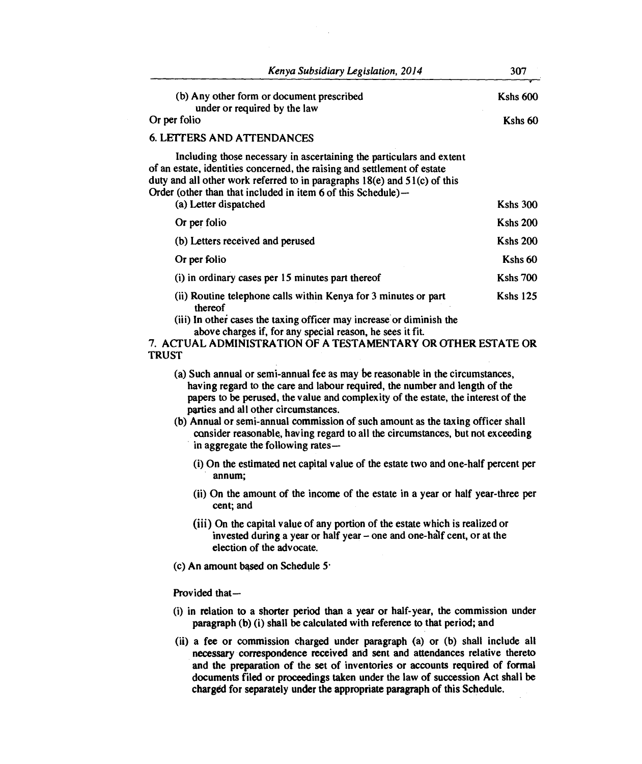| | |
|---|---|
| (b) Any other form or document prescribed under or required by the law | Kshs 600 |
| Or per folio | Kshs 60 |

### 6. LETTERS AND ATTENDANCES

Including those necessary in ascertaining the particulars and extent of an estate, identities concerned, the raising and settlement of estate duty and all other work referred to in paragraphs 18(e) and 51(c) of this Order (other than that included in item 6 of this Schedule)—

| | |
|---|---|
| (a) Letter dispatched | Kshs 300 |
| Or per folio | Kshs 200 |
| (b) Letters received and perused | Kshs 200 |
| Or per folio | Kshs 60 |
| (i) in ordinary cases per 15 minutes part thereof | Kshs 700 |
| (ii) Routine telephone calls within Kenya for 3 minutes or part thereof | Kshs 125 |

(iii) In other cases the taxing officer may increase or diminish the above charges if, for any special reason, he sees it fit.

### 7. ACTUAL ADMINISTRATION OF A TESTAMENTARY OR OTHER ESTATE OR TRUST

(a) Such annual or semi-annual fee as may be reasonable in the circumstances, having regard to the care and labour required, the number and length of the papers to be perused, the value and complexity of the estate, the interest of the parties and all other circumstances.

(b) Annual or semi-annual commission of such amount as the taxing officer shall consider reasonable, having regard to all the circumstances, but not exceeding in aggregate the following rates—

(i) On the estimated net capital value of the estate two and one-half percent per annum;

(ii) On the amount of the income of the estate in a year or half year-three per cent; and

(iii) On the capital value of any portion of the estate which is realized or invested during a year or half year – one and one-half cent, or at the election of the advocate.

(c) An amount based on Schedule 5·

Provided that—

(i) in relation to a shorter period than a year or half-year, the commission under paragraph (b) (i) shall be calculated with reference to that period; and

(ii) a fee or commission charged under paragraph (a) or (b) shall include all necessary correspondence received and sent and attendances relative thereto and the preparation of the set of inventories or accounts required of formal documents filed or proceedings taken under the law of succession Act shall be charged for separately under the appropriate paragraph of this Schedule.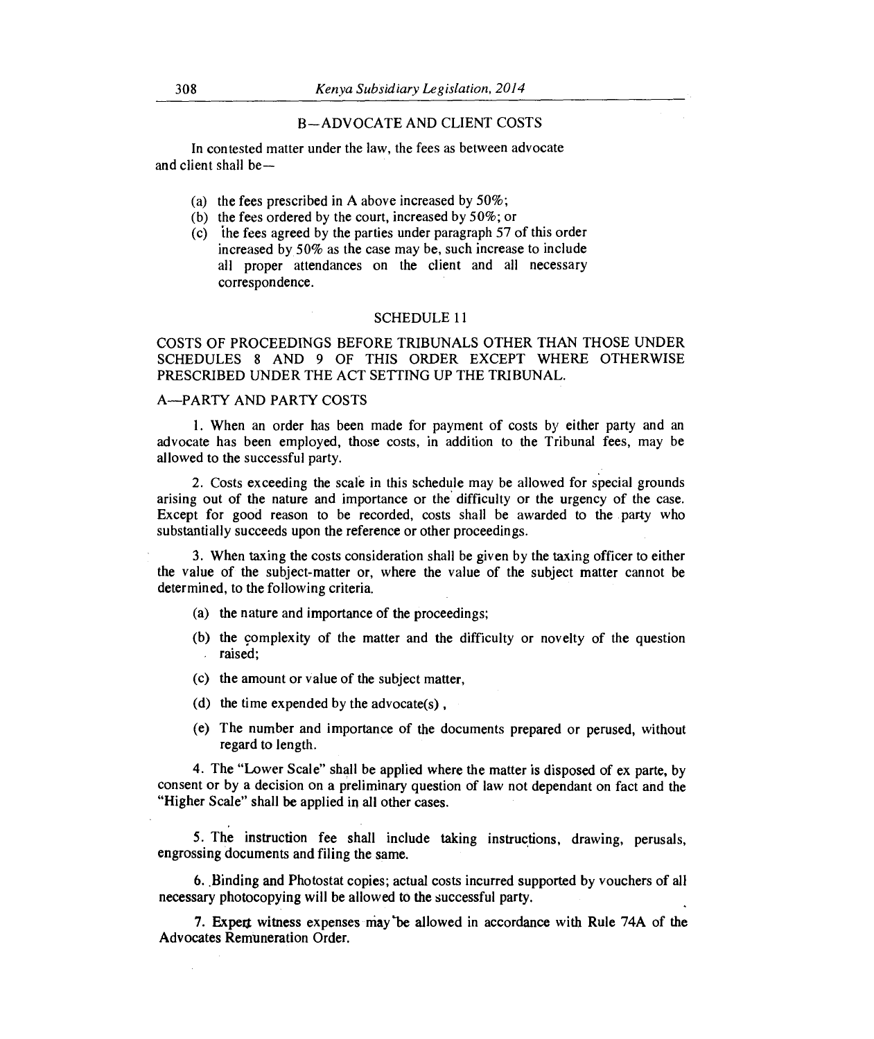## B—ADVOCATE AND CLIENT COSTS

In contested matter under the law, the fees as between advocate and client shall be—

(a) the fees prescribed in A above increased by 50%;

(b) the fees ordered by the court, increased by 50%; or

(c) the fees agreed by the parties under paragraph 57 of this order increased by 50% as the case may be, such increase to include all proper attendances on the client and all necessary correspondence.

## SCHEDULE 11

### COSTS OF PROCEEDINGS BEFORE TRIBUNALS OTHER THAN THOSE UNDER SCHEDULES 8 AND 9 OF THIS ORDER EXCEPT WHERE OTHERWISE PRESCRIBED UNDER THE ACT SETTING UP THE TRIBUNAL.

### A—PARTY AND PARTY COSTS

1. When an order has been made for payment of costs by either party and an advocate has been employed, those costs, in addition to the Tribunal fees, may be allowed to the successful party.

2. Costs exceeding the scale in this schedule may be allowed for special grounds arising out of the nature and importance or the difficulty or the urgency of the case. Except for good reason to be recorded, costs shall be awarded to the party who substantially succeeds upon the reference or other proceedings.

3. When taxing the costs consideration shall be given by the taxing officer to either the value of the subject-matter or, where the value of the subject matter cannot be determined, to the following criteria.

(a) the nature and importance of the proceedings;

(b) the complexity of the matter and the difficulty or novelty of the question raised;

(c) the amount or value of the subject matter,

(d) the time expended by the advocate(s) ,

(e) The number and importance of the documents prepared or perused, without regard to length.

4. The "Lower Scale" shall be applied where the matter is disposed of ex parte, by consent or by a decision on a preliminary question of law not dependant on fact and the "Higher Scale" shall be applied in all other cases.

5. The instruction fee shall include taking instructions, drawing, perusals, engrossing documents and filing the same.

6. Binding and Photostat copies; actual costs incurred supported by vouchers of all necessary photocopying will be allowed to the successful party.

7. Expert witness expenses may be allowed in accordance with Rule 74A of the Advocates Remuneration Order.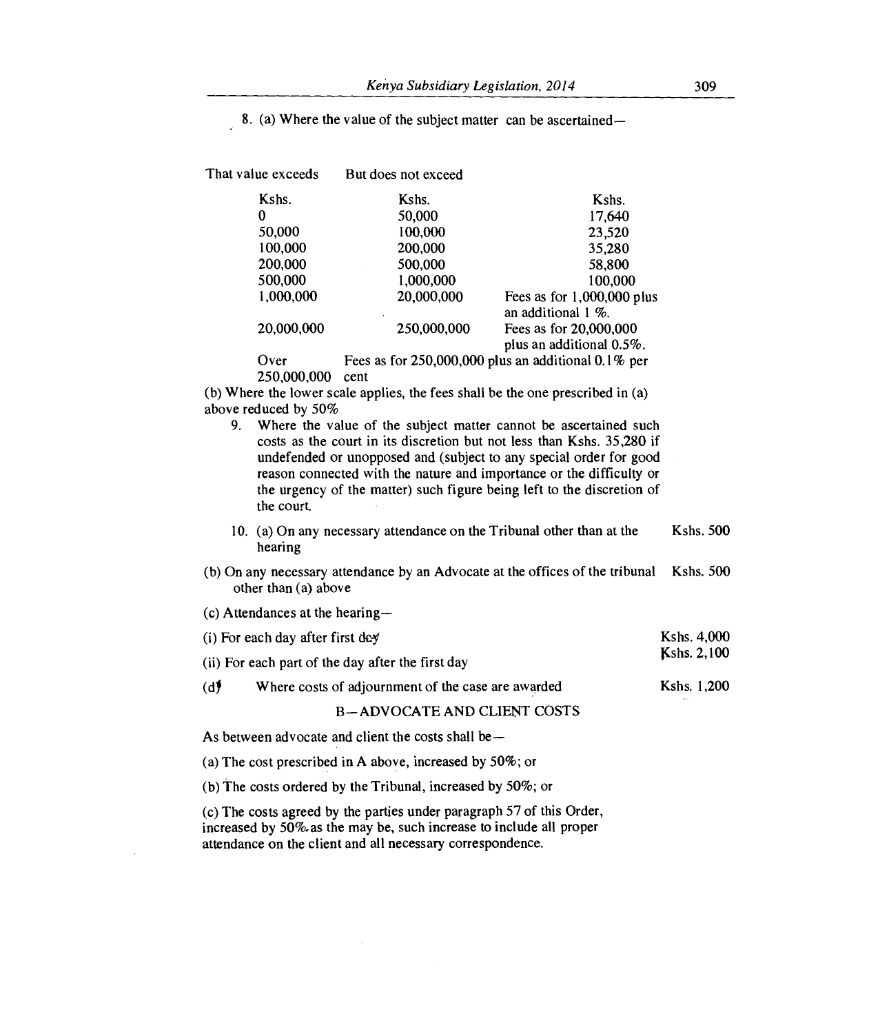8. (a) Where the value of the subject matter can be ascertained—

| That value exceeds | But does not exceed | |
|---|---|---|
| Kshs. | Kshs. | Kshs. |
| 0 | 50,000 | 17,640 |
| 50,000 | 100,000 | 23,520 |
| 100,000 | 200,000 | 35,280 |
| 200,000 | 500,000 | 58,800 |
| 500,000 | 1,000,000 | 100,000 |
| 1,000,000 | 20,000,000 | Fees as for 1,000,000 plus an additional 1 %. |
| 20,000,000 | 250,000,000 | Fees as for 20,000,000 plus an additional 0.5%. |
| Over 250,000,000 | Fees as for 250,000,000 plus an additional 0.1% per cent | |

(b) Where the lower scale applies, the fees shall be the one prescribed in (a) above reduced by 50%

9. Where the value of the subject matter cannot be ascertained such costs as the court in its discretion but not less than Kshs. 35,280 if undefended or unopposed and (subject to any special order for good reason connected with the nature and importance or the difficulty or the urgency of the matter) such figure being left to the discretion of the court.

10. (a) On any necessary attendance on the Tribunal other than at the hearing — Kshs. 500

(b) On any necessary attendance by an Advocate at the offices of the tribunal other than (a) above — Kshs. 500

(c) Attendances at the hearing—

(i) For each day after first day — Kshs. 4,000

(ii) For each part of the day after the first day — Kshs. 2,100

(d) Where costs of adjournment of the case are awarded — Kshs. 1,200

## B—ADVOCATE AND CLIENT COSTS

As between advocate and client the costs shall be—

(a) The cost prescribed in A above, increased by 50%; or

(b) The costs ordered by the Tribunal, increased by 50%; or

(c) The costs agreed by the parties under paragraph 57 of this Order, increased by 50%.as the may be, such increase to include all proper attendance on the client and all necessary correspondence.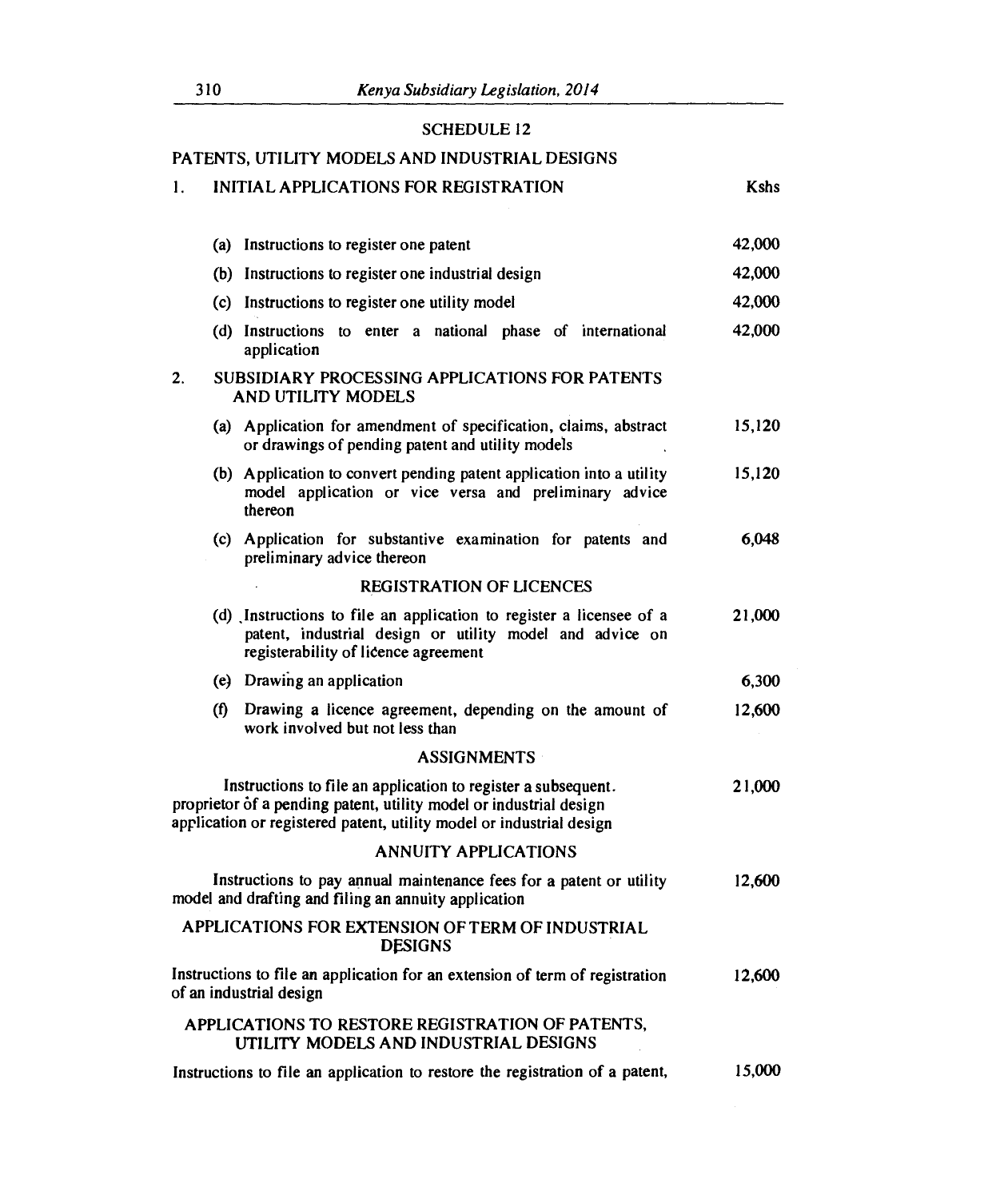## SCHEDULE 12

### PATENTS, UTILITY MODELS AND INDUSTRIAL DESIGNS

| | | Kshs |
|---|---|---|
| 1. | INITIAL APPLICATIONS FOR REGISTRATION | |
| (a) | Instructions to register one patent | 42,000 |
| (b) | Instructions to register one industrial design | 42,000 |
| (c) | Instructions to register one utility model | 42,000 |
| (d) | Instructions to enter a national phase of international application | 42,000 |
| 2. | SUBSIDIARY PROCESSING APPLICATIONS FOR PATENTS AND UTILITY MODELS | |
| (a) | Application for amendment of specification, claims, abstract or drawings of pending patent and utility models | 15,120 |
| (b) | Application to convert pending patent application into a utility model application or vice versa and preliminary advice thereon | 15,120 |
| (c) | Application for substantive examination for patents and preliminary advice thereon | 6,048 |
| | REGISTRATION OF LICENCES | |
| (d) | Instructions to file an application to register a licensee of a patent, industrial design or utility model and advice on registerability of licence agreement | 21,000 |
| (e) | Drawing an application | 6,300 |
| (f) | Drawing a licence agreement, depending on the amount of work involved but not less than | 12,600 |
| | ASSIGNMENTS | |
| | Instructions to file an application to register a subsequent. proprietor of a pending patent, utility model or industrial design application or registered patent, utility model or industrial design | 21,000 |
| | ANNUITY APPLICATIONS | |
| | Instructions to pay annual maintenance fees for a patent or utility model and drafting and filing an annuity application | 12,600 |
| | APPLICATIONS FOR EXTENSION OF TERM OF INDUSTRIAL DESIGNS | |
| | Instructions to file an application for an extension of term of registration of an industrial design | 12,600 |
| | APPLICATIONS TO RESTORE REGISTRATION OF PATENTS, UTILITY MODELS AND INDUSTRIAL DESIGNS | |
| | Instructions to file an application to restore the registration of a patent, | 15,000 |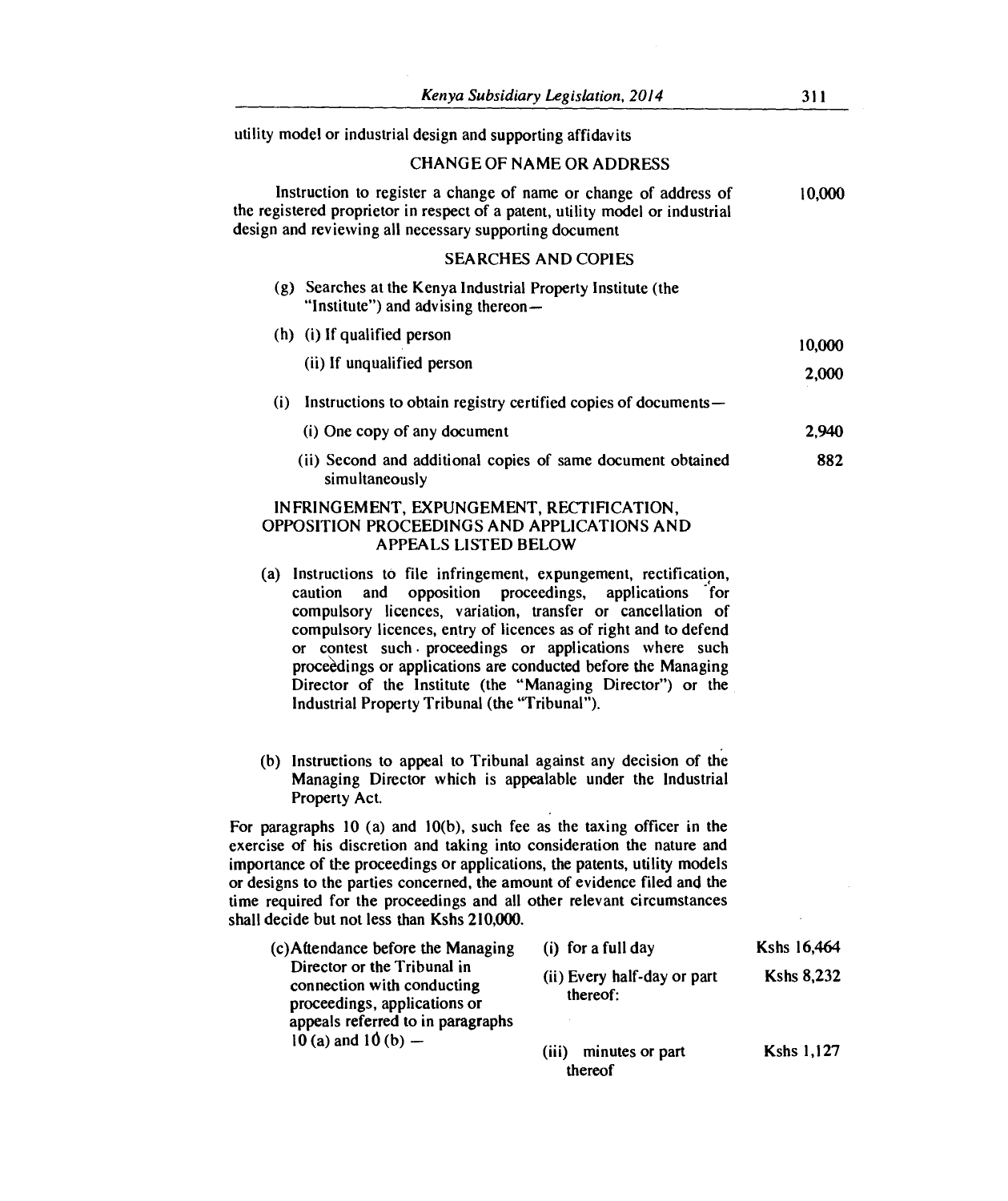utility model or industrial design and supporting affidavits

### CHANGE OF NAME OR ADDRESS

| | |
|---|---|
| Instruction to register a change of name or change of address of the registered proprietor in respect of a patent, utility model or industrial design and reviewing all necessary supporting document | 10,000 |

### SEARCHES AND COPIES

| | |
|---|---|
| (g) Searches at the Kenya Industrial Property Institute (the "Institute") and advising thereon— | |
| (h) (i) If qualified person | 10,000 |
| (ii) If unqualified person | 2,000 |
| (i) Instructions to obtain registry certified copies of documents— | |
| (i) One copy of any document | 2,940 |
| (ii) Second and additional copies of same document obtained simultaneously | 882 |

### INFRINGEMENT, EXPUNGEMENT, RECTIFICATION, OPPOSITION PROCEEDINGS AND APPLICATIONS AND APPEALS LISTED BELOW

(a) Instructions to file infringement, expungement, rectification, caution and opposition proceedings, applications for compulsory licences, variation, transfer or cancellation of compulsory licences, entry of licences as of right and to defend or contest such proceedings or applications where such proceedings or applications are conducted before the Managing Director of the Institute (the "Managing Director") or the Industrial Property Tribunal (the "Tribunal").

(b) Instructions to appeal to Tribunal against any decision of the Managing Director which is appealable under the Industrial Property Act.

For paragraphs 10 (a) and 10(b), such fee as the taxing officer in the exercise of his discretion and taking into consideration the nature and importance of the proceedings or applications, the patents, utility models or designs to the parties concerned, the amount of evidence filed and the time required for the proceedings and all other relevant circumstances shall decide but not less than Kshs 210,000.

| | | |
|---|---|---|
| (c) Attendance before the Managing Director or the Tribunal in connection with conducting proceedings, applications or appeals referred to in paragraphs 10 (a) and 10 (b) — | (i) for a full day | Kshs 16,464 |
| | (ii) Every half-day or part thereof: | Kshs 8,232 |
| | (iii) minutes or part thereof | Kshs 1,127 |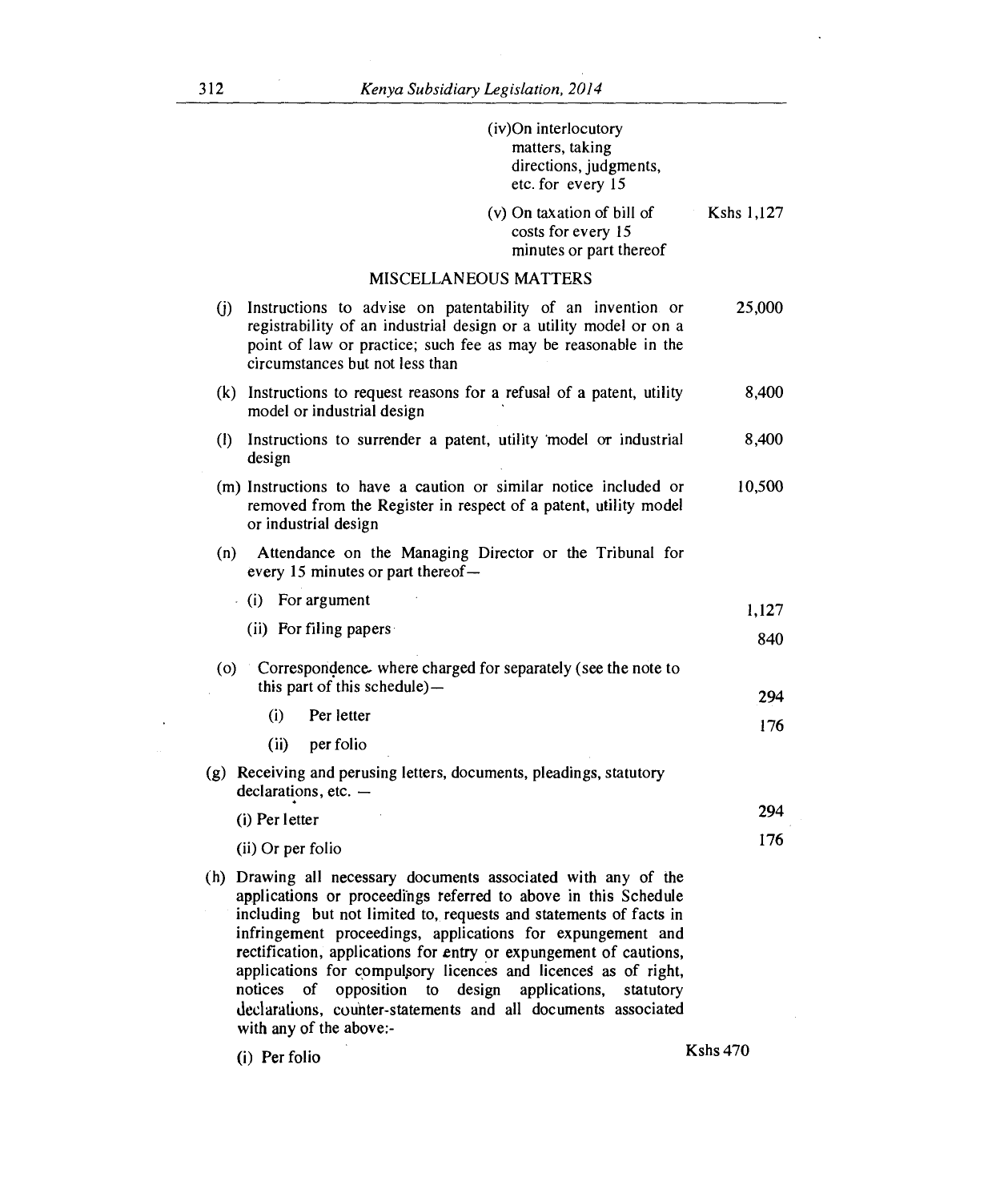(iv)On interlocutory matters, taking directions, judgments, etc. for every 15

(v) On taxation of bill of costs for every 15 minutes or part thereof — Kshs 1,127

## MISCELLANEOUS MATTERS

| | | |
|---|---|---|
| (j) | Instructions to advise on patentability of an invention or registrability of an industrial design or a utility model or on a point of law or practice; such fee as may be reasonable in the circumstances but not less than | 25,000 |
| (k) | Instructions to request reasons for a refusal of a patent, utility model or industrial design | 8,400 |
| (l) | Instructions to surrender a patent, utility model or industrial design | 8,400 |
| (m) | Instructions to have a caution or similar notice included or removed from the Register in respect of a patent, utility model or industrial design | 10,500 |
| (n) | Attendance on the Managing Director or the Tribunal for every 15 minutes or part thereof— | |
| | (i) For argument | 1,127 |
| | (ii) For filing papers | 840 |
| (o) | Correspondence where charged for separately (see the note to this part of this schedule)— | |
| | (i) Per letter | 294 |
| | (ii) per folio | 176 |
| (g) | Receiving and perusing letters, documents, pleadings, statutory declarations, etc. — | |
| | (i) Per letter | 294 |
| | (ii) Or per folio | 176 |
| (h) | Drawing all necessary documents associated with any of the applications or proceedings referred to above in this Schedule including but not limited to, requests and statements of facts in infringement proceedings, applications for expungement and rectification, applications for entry or expungement of cautions, applications for compulsory licences and licences as of right, notices of opposition to design applications, statutory declarations, counter-statements and all documents associated with any of the above:- | |
| | (i) Per folio | Kshs 470 |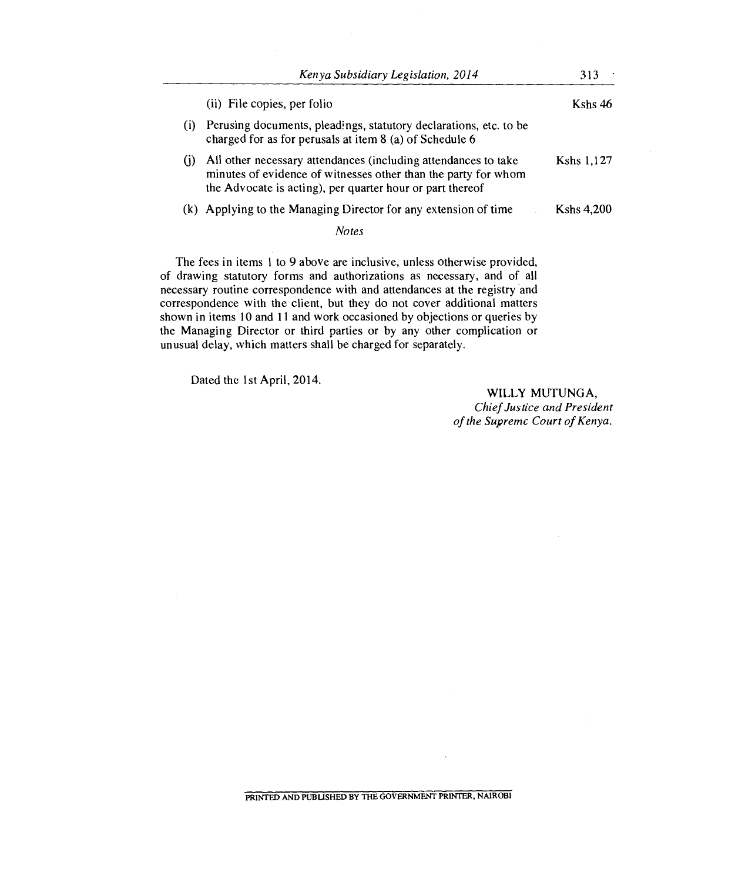| | | |
|---|---|---|
| | (ii) File copies, per folio | Kshs 46 |
| (i) | Perusing documents, pleadings, statutory declarations, etc. to be charged for as for perusals at item 8 (a) of Schedule 6 | |
| (j) | All other necessary attendances (including attendances to take minutes of evidence of witnesses other than the party for whom the Advocate is acting), per quarter hour or part thereof | Kshs 1,127 |
| (k) | Applying to the Managing Director for any extension of time | Kshs 4,200 |

*Notes*

The fees in items 1 to 9 above are inclusive, unless otherwise provided, of drawing statutory forms and authorizations as necessary, and of all necessary routine correspondence with and attendances at the registry and correspondence with the client, but they do not cover additional matters shown in items 10 and 11 and work occasioned by objections or queries by the Managing Director or third parties or by any other complication or unusual delay, which matters shall be charged for separately.

Dated the 1st April, 2014.

WILLY MUTUNGA,
*Chief Justice and President of the Supreme Court of Kenya.*

PRINTED AND PUBLISHED BY THE GOVERNMENT PRINTER, NAIROBI